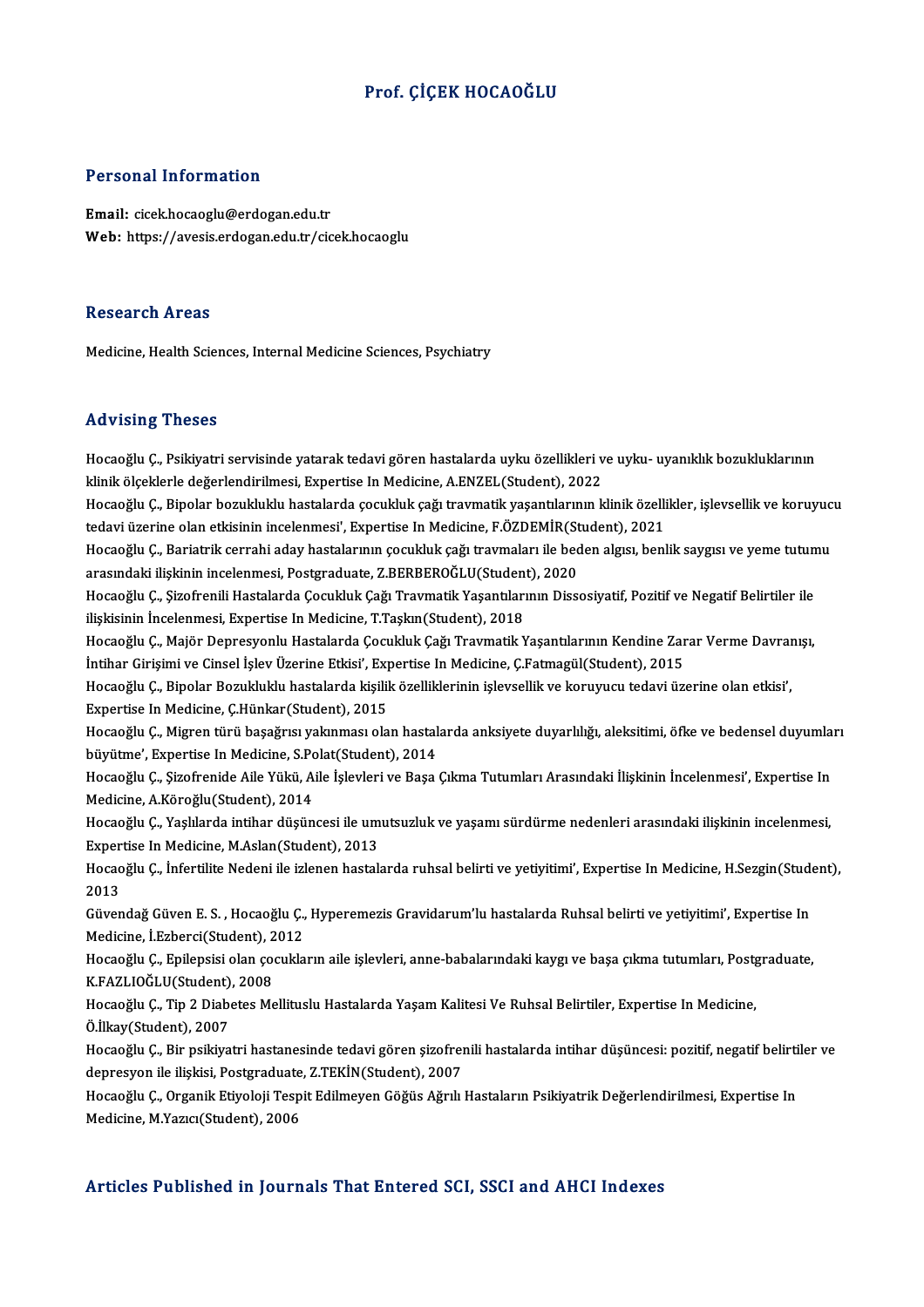# Prof. ÇİÇEK HOCAOĞLU

## Personal Information

**Email:** cicek.hocaoglu@erdogan.edu.tr
**Web:** https://avesis.erdogan.edu.tr/cicek.hocaoglu

## Research Areas

Medicine, Health Sciences, Internal Medicine Sciences, Psychiatry

## Advising Theses

Hocaoğlu Ç., Psikiyatri servisinde yatarak tedavi gören hastalarda uyku özellikleri ve uyku- uyanıklık bozukluklarının klinik ölçeklerle değerlendirilmesi, Expertise In Medicine, A.ENZEL(Student), 2022

Hocaoğlu Ç., Bipolar bozukluklu hastalarda çocukluk çağı travmatik yaşantılarının klinik özellikler, işlevsellik ve koruyucu tedavi üzerine olan etkisinin incelenmesi', Expertise In Medicine, F.ÖZDEMİR(Student), 2021

Hocaoğlu Ç., Bariatrik cerrahi aday hastalarının çocukluk çağı travmaları ile beden algısı, benlik saygısı ve yeme tutumu arasındaki ilişkinin incelenmesi, Postgraduate, Z.BERBEROĞLU(Student), 2020

Hocaoğlu Ç., Şizofrenili Hastalarda Çocukluk Çağı Travmatik Yaşantılarının Dissosiyatif, Pozitif ve Negatif Belirtiler ile ilişkisinin İncelenmesi, Expertise In Medicine, T.Taşkın(Student), 2018

Hocaoğlu Ç., Majör Depresyonlu Hastalarda Çocukluk Çağı Travmatik Yaşantılarının Kendine Zarar Verme Davranışı, İntihar Girişimi ve Cinsel İşlev Üzerine Etkisi', Expertise In Medicine, Ç.Fatmagül(Student), 2015

Hocaoğlu Ç., Bipolar Bozukluklu hastalarda kişilik özelliklerinin işlevsellik ve koruyucu tedavi üzerine olan etkisi', Expertise In Medicine, Ç.Hünkar(Student), 2015

Hocaoğlu Ç., Migren türü başağrısı yakınması olan hastalarda anksiyete duyarlılığı, aleksitimi, öfke ve bedensel duyumları büyütme', Expertise In Medicine, S.Polat(Student), 2014

Hocaoğlu Ç., Şizofrenide Aile Yükü, Aile İşlevleri ve Başa Çıkma Tutumları Arasındaki İlişkinin İncelenmesi', Expertise In Medicine, A.Köroğlu(Student), 2014

Hocaoğlu Ç., Yaşlılarda intihar düşüncesi ile umutsuzluk ve yaşamı sürdürme nedenleri arasındaki ilişkinin incelenmesi, Expertise In Medicine, M.Aslan(Student), 2013

Hocaoğlu Ç., İnfertilite Nedeni ile izlenen hastalarda ruhsal belirti ve yetiyitimi', Expertise In Medicine, H.Sezgin(Student), 2013

Güvendağ Güven E. S. , Hocaoğlu Ç., Hyperemezis Gravidarum'lu hastalarda Ruhsal belirti ve yetiyitimi', Expertise In Medicine, İ.Ezberci(Student), 2012

Hocaoğlu Ç., Epilepsisi olan çocukların aile işlevleri, anne-babalarındaki kaygı ve başa çıkma tutumları, Postgraduate, K.FAZLIOĞLU(Student), 2008

Hocaoğlu Ç., Tip 2 Diabetes Mellituslu Hastalarda Yaşam Kalitesi Ve Ruhsal Belirtiler, Expertise In Medicine, Ö.İlkay(Student), 2007

Hocaoğlu Ç., Bir psikiyatri hastanesinde tedavi gören şizofrenili hastalarda intihar düşüncesi: pozitif, negatif belirtiler ve depresyon ile ilişkisi, Postgraduate, Z.TEKİN(Student), 2007

Hocaoğlu Ç., Organik Etiyoloji Tespit Edilmeyen Göğüs Ağrılı Hastaların Psikiyatrik Değerlendirilmesi, Expertise In Medicine, M.Yazıcı(Student), 2006

## Articles Published in Journals That Entered SCI, SSCI and AHCI Indexes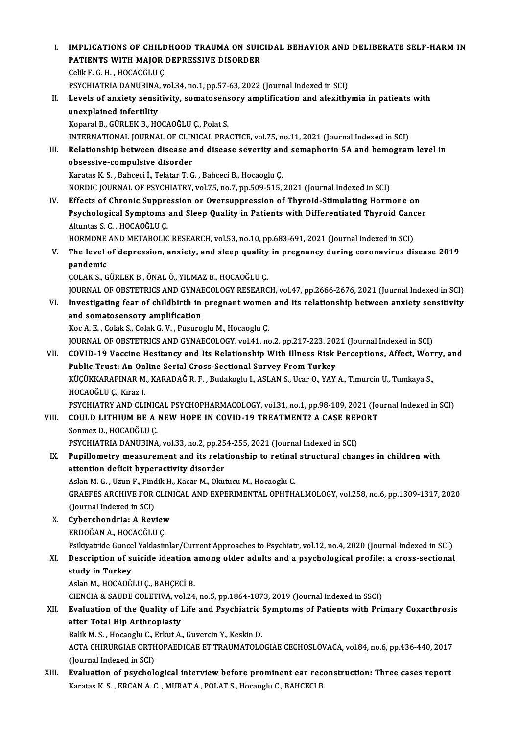I. **IMPLICATIONS OF CHILDHOOD TRAUMA ON SUICIDAL BEHAVIOR AND DELIBERATE SELF-HARM IN PATIENTS WITH MAJOR DEPRESSIVE DISORDER**
Celik F. G. H. , HOCAOĞLU Ç.
PSYCHIATRIA DANUBINA, vol.34, no.1, pp.57-63, 2022 (Journal Indexed in SCI)

II. **Levels of anxiety sensitivity, somatosensory amplification and alexithymia in patients with unexplained infertility**
Koparal B., GÜRLEK B., HOCAOĞLU Ç., Polat S.
INTERNATIONAL JOURNAL OF CLINICAL PRACTICE, vol.75, no.11, 2021 (Journal Indexed in SCI)

III. **Relationship between disease and disease severity and semaphorin 5A and hemogram level in obsessive-compulsive disorder**
Karatas K. S. , Bahceci İ., Telatar T. G. , Bahceci B., Hocaoglu Ç.
NORDIC JOURNAL OF PSYCHIATRY, vol.75, no.7, pp.509-515, 2021 (Journal Indexed in SCI)

IV. **Effects of Chronic Suppression or Oversuppression of Thyroid-Stimulating Hormone on Psychological Symptoms and Sleep Quality in Patients with Differentiated Thyroid Cancer**
Altuntas S. C. , HOCAOĞLU Ç.
HORMONE AND METABOLIC RESEARCH, vol.53, no.10, pp.683-691, 2021 (Journal Indexed in SCI)

V. **The level of depression, anxiety, and sleep quality in pregnancy during coronavirus disease 2019 pandemic**
ÇOLAK S., GÜRLEK B., ÖNAL Ö., YILMAZ B., HOCAOĞLU Ç.
JOURNAL OF OBSTETRICS AND GYNAECOLOGY RESEARCH, vol.47, pp.2666-2676, 2021 (Journal Indexed in SCI)

VI. **Investigating fear of childbirth in pregnant women and its relationship between anxiety sensitivity and somatosensory amplification**
Koc A. E. , Colak S., Colak G. V. , Pusuroglu M., Hocaoglu Ç.
JOURNAL OF OBSTETRICS AND GYNAECOLOGY, vol.41, no.2, pp.217-223, 2021 (Journal Indexed in SCI)

VII. **COVID-19 Vaccine Hesitancy and Its Relationship With Illness Risk Perceptions, Affect, Worry, and Public Trust: An Online Serial Cross-Sectional Survey From Turkey**
KÜÇÜKKARAPINAR M., KARADAĞ R. F. , Budakoglu I., ASLAN S., Ucar O., YAY A., Timurcin U., Tumkaya S., HOCAOĞLU Ç., Kiraz I.
PSYCHIATRY AND CLINICAL PSYCHOPHARMACOLOGY, vol.31, no.1, pp.98-109, 2021 (Journal Indexed in SCI)

VIII. **COULD LITHIUM BE A NEW HOPE IN COVID-19 TREATMENT? A CASE REPORT**
Sonmez D., HOCAOĞLU Ç.
PSYCHIATRIA DANUBINA, vol.33, no.2, pp.254-255, 2021 (Journal Indexed in SCI)

IX. **Pupillometry measurement and its relationship to retinal structural changes in children with attention deficit hyperactivity disorder**
Aslan M. G. , Uzun F., Findik H., Kacar M., Okutucu M., Hocaoglu C.
GRAEFES ARCHIVE FOR CLINICAL AND EXPERIMENTAL OPHTHALMOLOGY, vol.258, no.6, pp.1309-1317, 2020 (Journal Indexed in SCI)

X. **Cyberchondria: A Review**
ERDOĞAN A., HOCAOĞLU Ç.
Psikiyatride Guncel Yaklasimlar/Current Approaches to Psychiatr, vol.12, no.4, 2020 (Journal Indexed in SCI)

XI. **Description of suicide ideation among older adults and a psychological profile: a cross-sectional study in Turkey**
Aslan M., HOCAOĞLU Ç., BAHÇECİ B.
CIENCIA & SAUDE COLETIVA, vol.24, no.5, pp.1864-1873, 2019 (Journal Indexed in SSCI)

XII. **Evaluation of the Quality of Life and Psychiatric Symptoms of Patients with Primary Coxarthrosis after Total Hip Arthroplasty**
Balik M. S. , Hocaoglu C., Erkut A., Guvercin Y., Keskin D.
ACTA CHIRURGIAE ORTHOPAEDICAE ET TRAUMATOLOGIAE CECHOSLOVACA, vol.84, no.6, pp.436-440, 2017 (Journal Indexed in SCI)

XIII. **Evaluation of psychological interview before prominent ear reconstruction: Three cases report**
Karatas K. S. , ERCAN A. C. , MURAT A., POLAT S., Hocaoglu C., BAHCECI B.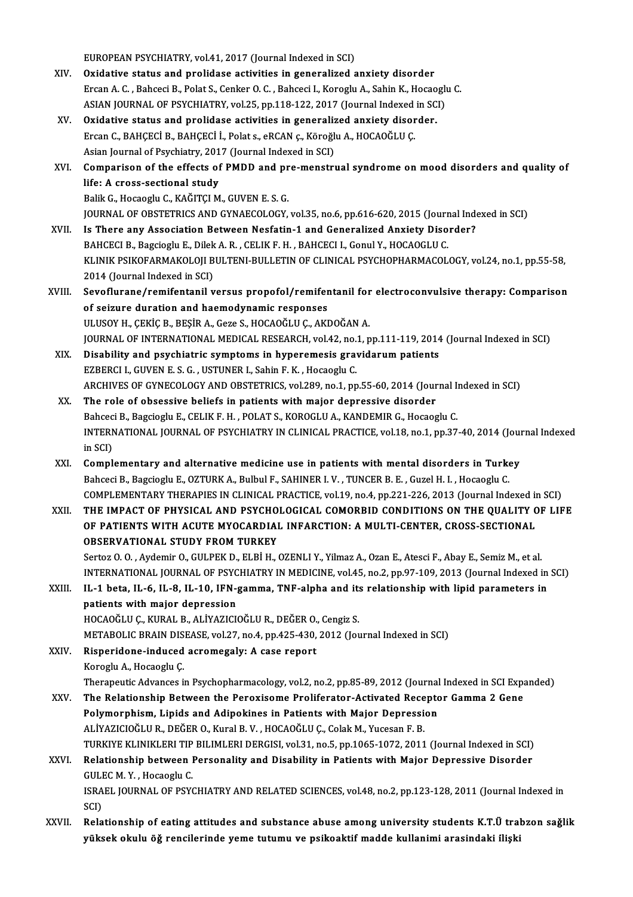EUROPEAN PSYCHIATRY, vol.41, 2017 (Journal Indexed in SCI)

XIV. **Oxidative status and prolidase activities in generalized anxiety disorder**
Ercan A. C. , Bahceci B., Polat S., Cenker O. C. , Bahceci I., Koroglu A., Sahin K., Hocaoglu C.
ASIAN JOURNAL OF PSYCHIATRY, vol.25, pp.118-122, 2017 (Journal Indexed in SCI)

XV. **Oxidative status and prolidase activities in generalized anxiety disorder.**
Ercan C., BAHÇECİ B., BAHÇECİ İ., Polat s., eRCAN ç., Köroğlu A., HOCAOĞLU Ç.
Asian Journal of Psychiatry, 2017 (Journal Indexed in SCI)

XVI. **Comparison of the effects of PMDD and pre-menstrual syndrome on mood disorders and quality of life: A cross-sectional study**
Balik G., Hocaoglu C., KAĞITÇI M., GUVEN E. S. G.
JOURNAL OF OBSTETRICS AND GYNAECOLOGY, vol.35, no.6, pp.616-620, 2015 (Journal Indexed in SCI)

XVII. **Is There any Association Between Nesfatin-1 and Generalized Anxiety Disorder?**
BAHCECI B., Bagcioglu E., Dilek A. R. , CELIK F. H. , BAHCECI I., Gonul Y., HOCAOGLU C.
KLINIK PSIKOFARMAKOLOJI BULTENI-BULLETIN OF CLINICAL PSYCHOPHARMACOLOGY, vol.24, no.1, pp.55-58, 2014 (Journal Indexed in SCI)

XVIII. **Sevoflurane/remifentanil versus propofol/remifentanil for electroconvulsive therapy: Comparison of seizure duration and haemodynamic responses**
ULUSOY H., ÇEKİÇ B., BEŞİR A., Geze S., HOCAOĞLU Ç., AKDOĞAN A.
JOURNAL OF INTERNATIONAL MEDICAL RESEARCH, vol.42, no.1, pp.111-119, 2014 (Journal Indexed in SCI)

XIX. **Disability and psychiatric symptoms in hyperemesis gravidarum patients**
EZBERCI I., GUVEN E. S. G. , USTUNER I., Sahin F. K. , Hocaoglu C.
ARCHIVES OF GYNECOLOGY AND OBSTETRICS, vol.289, no.1, pp.55-60, 2014 (Journal Indexed in SCI)

XX. **The role of obsessive beliefs in patients with major depressive disorder**
Bahceci B., Bagcioglu E., CELIK F. H. , POLAT S., KOROGLU A., KANDEMIR G., Hocaoglu C.
INTERNATIONAL JOURNAL OF PSYCHIATRY IN CLINICAL PRACTICE, vol.18, no.1, pp.37-40, 2014 (Journal Indexed in SCI)

XXI. **Complementary and alternative medicine use in patients with mental disorders in Turkey**
Bahceci B., Bagcioglu E., OZTURK A., Bulbul F., SAHINER I. V. , TUNCER B. E. , Guzel H. I. , Hocaoglu C.
COMPLEMENTARY THERAPIES IN CLINICAL PRACTICE, vol.19, no.4, pp.221-226, 2013 (Journal Indexed in SCI)

XXII. **THE IMPACT OF PHYSICAL AND PSYCHOLOGICAL COMORBID CONDITIONS ON THE QUALITY OF LIFE OF PATIENTS WITH ACUTE MYOCARDIAL INFARCTION: A MULTI-CENTER, CROSS-SECTIONAL OBSERVATIONAL STUDY FROM TURKEY**
Sertoz O. O. , Aydemir O., GULPEK D., ELBİ H., OZENLI Y., Yilmaz A., Ozan E., Atesci F., Abay E., Semiz M., et al.
INTERNATIONAL JOURNAL OF PSYCHIATRY IN MEDICINE, vol.45, no.2, pp.97-109, 2013 (Journal Indexed in SCI)

XXIII. **IL-1 beta, IL-6, IL-8, IL-10, IFN-gamma, TNF-alpha and its relationship with lipid parameters in patients with major depression**
HOCAOĞLU Ç., KURAL B., ALİYAZICIOĞLU R., DEĞER O., Cengiz S.
METABOLIC BRAIN DISEASE, vol.27, no.4, pp.425-430, 2012 (Journal Indexed in SCI)

XXIV. **Risperidone-induced acromegaly: A case report**
Koroglu A., Hocaoglu Ç.
Therapeutic Advances in Psychopharmacology, vol.2, no.2, pp.85-89, 2012 (Journal Indexed in SCI Expanded)

XXV. **The Relationship Between the Peroxisome Proliferator-Activated Receptor Gamma 2 Gene Polymorphism, Lipids and Adipokines in Patients with Major Depression**
ALİYAZICIOĞLU R., DEĞER O., Kural B. V. , HOCAOĞLU Ç., Colak M., Yucesan F. B.
TURKIYE KLINIKLERI TIP BILIMLERI DERGISI, vol.31, no.5, pp.1065-1072, 2011 (Journal Indexed in SCI)

XXVI. **Relationship between Personality and Disability in Patients with Major Depressive Disorder**
GULEC M. Y. , Hocaoglu C.
ISRAEL JOURNAL OF PSYCHIATRY AND RELATED SCIENCES, vol.48, no.2, pp.123-128, 2011 (Journal Indexed in SCI)

XXVII. **Relationship of eating attitudes and substance abuse among university students K.T.Ü trabzon sağlik yüksek okulu öğ rencilerinde yeme tutumu ve psikoaktif madde kullanimi arasindaki ilişki**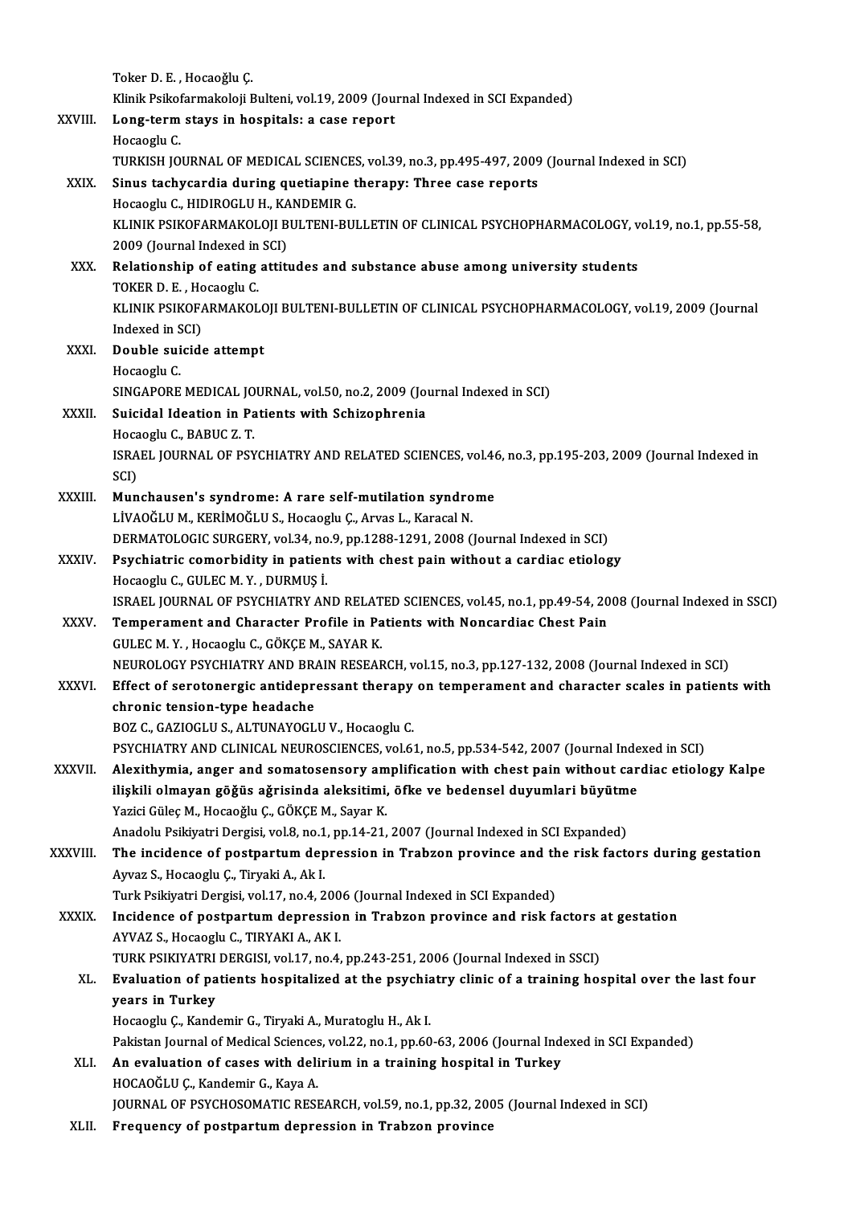Toker D. E. , Hocaoğlu Ç.
Klinik Psikofarmakoloji Bulteni, vol.19, 2009 (Journal Indexed in SCI Expanded)

XXVIII. **Long-term stays in hospitals: a case report**
Hocaoglu C.
TURKISH JOURNAL OF MEDICAL SCIENCES, vol.39, no.3, pp.495-497, 2009 (Journal Indexed in SCI)

XXIX. **Sinus tachycardia during quetiapine therapy: Three case reports**
Hocaoglu C., HIDIROGLU H., KANDEMIR G.
KLINIK PSIKOFARMAKOLOJI BULTENI-BULLETIN OF CLINICAL PSYCHOPHARMACOLOGY, vol.19, no.1, pp.55-58, 2009 (Journal Indexed in SCI)

XXX. **Relationship of eating attitudes and substance abuse among university students**
TOKER D. E. , Hocaoglu C.
KLINIK PSIKOFARMAKOLOJI BULTENI-BULLETIN OF CLINICAL PSYCHOPHARMACOLOGY, vol.19, 2009 (Journal Indexed in SCI)

XXXI. **Double suicide attempt**
Hocaoglu C.
SINGAPORE MEDICAL JOURNAL, vol.50, no.2, 2009 (Journal Indexed in SCI)

XXXII. **Suicidal Ideation in Patients with Schizophrenia**
Hocaoglu C., BABUC Z. T.
ISRAEL JOURNAL OF PSYCHIATRY AND RELATED SCIENCES, vol.46, no.3, pp.195-203, 2009 (Journal Indexed in SCI)

XXXIII. **Munchausen's syndrome: A rare self-mutilation syndrome**
LİVAOĞLU M., KERİMOĞLU S., Hocaoglu Ç., Arvas L., Karacal N.
DERMATOLOGIC SURGERY, vol.34, no.9, pp.1288-1291, 2008 (Journal Indexed in SCI)

XXXIV. **Psychiatric comorbidity in patients with chest pain without a cardiac etiology**
Hocaoglu C., GULEC M. Y. , DURMUŞ İ.
ISRAEL JOURNAL OF PSYCHIATRY AND RELATED SCIENCES, vol.45, no.1, pp.49-54, 2008 (Journal Indexed in SSCI)

XXXV. **Temperament and Character Profile in Patients with Noncardiac Chest Pain**
GULEC M. Y. , Hocaoglu C., GÖKÇE M., SAYAR K.
NEUROLOGY PSYCHIATRY AND BRAIN RESEARCH, vol.15, no.3, pp.127-132, 2008 (Journal Indexed in SCI)

XXXVI. **Effect of serotonergic antidepressant therapy on temperament and character scales in patients with chronic tension-type headache**
BOZ C., GAZIOGLU S., ALTUNAYOGLU V., Hocaoglu C.
PSYCHIATRY AND CLINICAL NEUROSCIENCES, vol.61, no.5, pp.534-542, 2007 (Journal Indexed in SCI)

XXXVII. **Alexithymia, anger and somatosensory amplification with chest pain without cardiac etiology Kalpe ilişkili olmayan göğüs ağrisinda aleksitimi, öfke ve bedensel duyumlari büyütme**
Yazici Güleç M., Hocaoğlu Ç., GÖKÇE M., Sayar K.
Anadolu Psikiyatri Dergisi, vol.8, no.1, pp.14-21, 2007 (Journal Indexed in SCI Expanded)

XXXVIII. **The incidence of postpartum depression in Trabzon province and the risk factors during gestation**
Ayvaz S., Hocaoglu Ç., Tiryaki A., Ak I.
Turk Psikiyatri Dergisi, vol.17, no.4, 2006 (Journal Indexed in SCI Expanded)

XXXIX. **Incidence of postpartum depression in Trabzon province and risk factors at gestation**
AYVAZ S., Hocaoglu C., TIRYAKI A., AK I.
TURK PSIKIYATRI DERGISI, vol.17, no.4, pp.243-251, 2006 (Journal Indexed in SSCI)

XL. **Evaluation of patients hospitalized at the psychiatry clinic of a training hospital over the last four years in Turkey**
Hocaoglu Ç., Kandemir G., Tiryaki A., Muratoglu H., Ak I.
Pakistan Journal of Medical Sciences, vol.22, no.1, pp.60-63, 2006 (Journal Indexed in SCI Expanded)

XLI. **An evaluation of cases with delirium in a training hospital in Turkey**
HOCAOĞLU Ç., Kandemir G., Kaya A.
JOURNAL OF PSYCHOSOMATIC RESEARCH, vol.59, no.1, pp.32, 2005 (Journal Indexed in SCI)

XLII. **Frequency of postpartum depression in Trabzon province**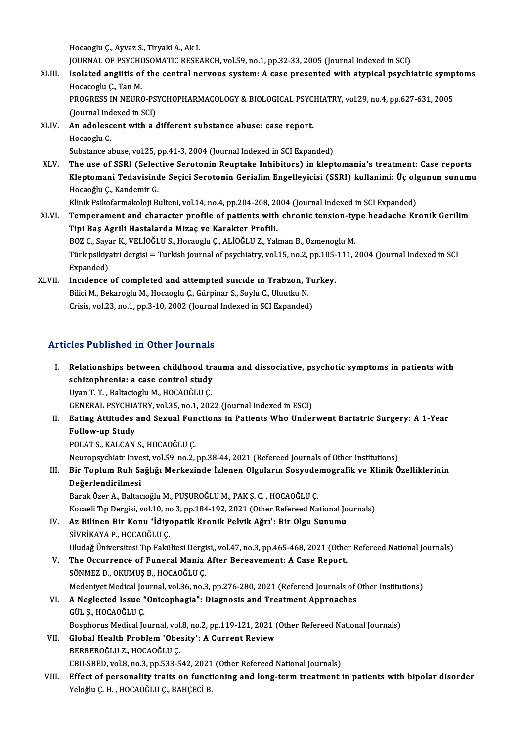Hocaoglu Ç., Ayvaz S., Tiryaki A., Ak I.
JOURNAL OF PSYCHOSOMATIC RESEARCH, vol.59, no.1, pp.32-33, 2005 (Journal Indexed in SCI)

XLIII. **Isolated angiitis of the central nervous system: A case presented with atypical psychiatric symptoms**
Hocacoglu Ç., Tan M.
PROGRESS IN NEURO-PSYCHOPHARMACOLOGY & BIOLOGICAL PSYCHIATRY, vol.29, no.4, pp.627-631, 2005 (Journal Indexed in SCI)

XLIV. **An adolescent with a different substance abuse: case report.**
Hocaoglu C.
Substance abuse, vol.25, pp.41-3, 2004 (Journal Indexed in SCI Expanded)

XLV. **The use of SSRI (Selective Serotonin Reuptake Inhibitors) in kleptomania's treatment: Case reports Kleptomani Tedavisinde Seçici Serotonin Gerialim Engelleyicisi (SSRI) kullanimi: Üç olgunun sunumu**
Hocaoğlu Ç., Kandemir G.
Klinik Psikofarmakoloji Bulteni, vol.14, no.4, pp.204-208, 2004 (Journal Indexed in SCI Expanded)

XLVI. **Temperament and character profile of patients with chronic tension-type headache Kronik Gerilim Tipi Baş Agrili Hastalarda Mizaç ve Karakter Profili.**
BOZ C., Sayar K., VELİOĞLU S., Hocaoglu Ç., ALİOĞLU Z., Yalman B., Ozmenoglu M.
Türk psikiyatri dergisi = Turkish journal of psychiatry, vol.15, no.2, pp.105-111, 2004 (Journal Indexed in SCI Expanded)

XLVII. **Incidence of completed and attempted suicide in Trabzon, Turkey.**
Bilici M., Bekaroglu M., Hocaoglu Ç., Gürpinar S., Soylu C., Uluutku N.
Crisis, vol.23, no.1, pp.3-10, 2002 (Journal Indexed in SCI Expanded)

## Articles Published in Other Journals

I. **Relationships between childhood trauma and dissociative, psychotic symptoms in patients with schizophrenia: a case control study**
Uyan T. T. , Baltacioglu M., HOCAOĞLU Ç.
GENERAL PSYCHIATRY, vol.35, no.1, 2022 (Journal Indexed in ESCI)

II. **Eating Attitudes and Sexual Functions in Patients Who Underwent Bariatric Surgery: A 1-Year Follow-up Study**
POLAT S., KALCAN S., HOCAOĞLU Ç.
Neuropsychiatr Invest, vol.59, no.2, pp.38-44, 2021 (Refereed Journals of Other Institutions)

III. **Bir Toplum Ruh Sağlığı Merkezinde İzlenen Olguların Sosyodemografik ve Klinik Özelliklerinin Değerlendirilmesi**
Barak Özer A., Baltacıoğlu M., PUŞUROĞLU M., PAK Ş. C. , HOCAOĞLU Ç.
Kocaeli Tıp Dergisi, vol.10, no.3, pp.184-192, 2021 (Other Refereed National Journals)

IV. **Az Bilinen Bir Konu 'İdiyopatik Kronik Pelvik Ağrı': Bir Olgu Sunumu**
SİVRİKAYA P., HOCAOĞLU Ç.
Uludağ Üniversitesi Tıp Fakültesi Dergisi,, vol.47, no.3, pp.465-468, 2021 (Other Refereed National Journals)

V. **The Occurrence of Funeral Mania After Bereavement: A Case Report.**
SÖNMEZ D., OKUMUŞ B., HOCAOĞLU Ç.
Medeniyet Medical Journal, vol.36, no.3, pp.276-280, 2021 (Refereed Journals of Other Institutions)

VI. **A Neglected Issue "Onicophagia": Diagnosis and Treatment Approaches**
GÜL Ş., HOCAOĞLU Ç.
Bosphorus Medical Journal, vol.8, no.2, pp.119-121, 2021 (Other Refereed National Journals)

VII. **Global Health Problem 'Obesity': A Current Review**
BERBEROĞLU Z., HOCAOĞLU Ç.
CBU-SBED, vol.8, no.3, pp.533-542, 2021 (Other Refereed National Journals)

VIII. **Effect of personality traits on functioning and long-term treatment in patients with bipolar disorder**
Yeloğlu Ç. H. , HOCAOĞLU Ç., BAHÇECİ B.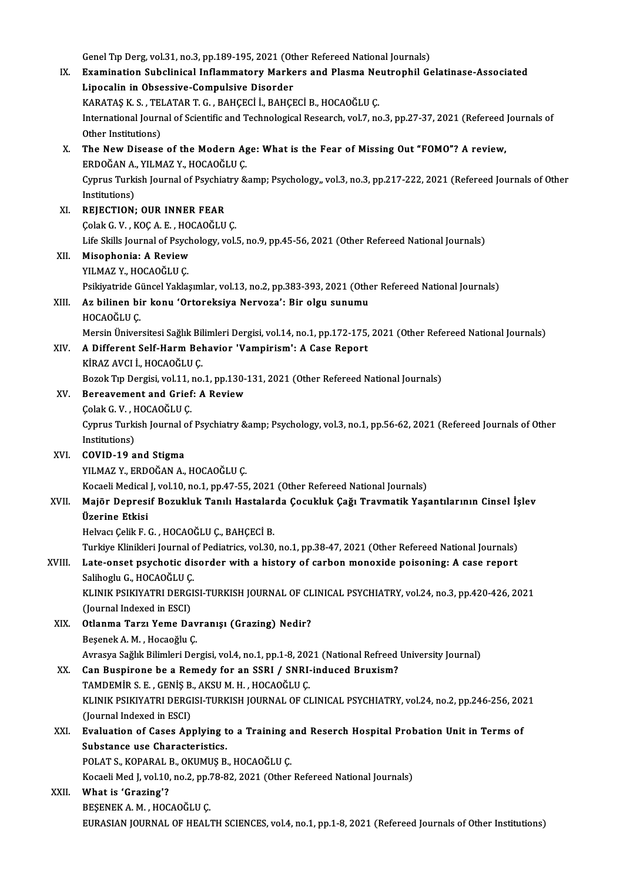Genel Tıp Derg, vol.31, no.3, pp.189-195, 2021 (Other Refereed National Journals)

IX. **Examination Subclinical Inflammatory Markers and Plasma Neutrophil Gelatinase-Associated Lipocalin in Obsessive-Compulsive Disorder**
KARATAŞ K. S. , TELATAR T. G. , BAHÇECİ İ., BAHÇECİ B., HOCAOĞLU Ç.
International Journal of Scientific and Technological Research, vol.7, no.3, pp.27-37, 2021 (Refereed Journals of Other Institutions)

X. **The New Disease of the Modern Age: What is the Fear of Missing Out "FOMO"? A review,**
ERDOĞAN A., YILMAZ Y., HOCAOĞLU Ç.
Cyprus Turkish Journal of Psychiatry &amp; Psychology,, vol.3, no.3, pp.217-222, 2021 (Refereed Journals of Other Institutions)

XI. **REJECTION; OUR INNER FEAR**
Çolak G. V. , KOÇ A. E. , HOCAOĞLU Ç.
Life Skills Journal of Psychology, vol.5, no.9, pp.45-56, 2021 (Other Refereed National Journals)

XII. **Misophonia: A Review**
YILMAZ Y., HOCAOĞLU Ç.
Psikiyatride Güncel Yaklaşımlar, vol.13, no.2, pp.383-393, 2021 (Other Refereed National Journals)

XIII. **Az bilinen bir konu 'Ortoreksiya Nervoza': Bir olgu sunumu**
HOCAOĞLU Ç.
Mersin Üniversitesi Sağlık Bilimleri Dergisi, vol.14, no.1, pp.172-175, 2021 (Other Refereed National Journals)

XIV. **A Different Self-Harm Behavior 'Vampirism': A Case Report**
KİRAZ AVCI İ., HOCAOĞLU Ç.
Bozok Tıp Dergisi, vol.11, no.1, pp.130-131, 2021 (Other Refereed National Journals)

XV. **Bereavement and Grief: A Review**
Çolak G. V. , HOCAOĞLU Ç.
Cyprus Turkish Journal of Psychiatry &amp; Psychology, vol.3, no.1, pp.56-62, 2021 (Refereed Journals of Other Institutions)

XVI. **COVID-19 and Stigma**
YILMAZ Y., ERDOĞAN A., HOCAOĞLU Ç.
Kocaeli Medical J, vol.10, no.1, pp.47-55, 2021 (Other Refereed National Journals)

XVII. **Majör Depresif Bozukluk Tanılı Hastalarda Çocukluk Çağı Travmatik Yaşantılarının Cinsel İşlev Üzerine Etkisi**
Helvacı Çelik F. G. , HOCAOĞLU Ç., BAHÇECİ B.
Turkiye Klinikleri Journal of Pediatrics, vol.30, no.1, pp.38-47, 2021 (Other Refereed National Journals)

XVIII. **Late-onset psychotic disorder with a history of carbon monoxide poisoning: A case report**
Salihoglu G., HOCAOĞLU Ç.
KLINIK PSIKIYATRI DERGISI-TURKISH JOURNAL OF CLINICAL PSYCHIATRY, vol.24, no.3, pp.420-426, 2021 (Journal Indexed in ESCI)

XIX. **Otlanma Tarzı Yeme Davranışı (Grazing) Nedir?**
Beşenek A. M. , Hocaoğlu Ç.
Avrasya Sağlık Bilimleri Dergisi, vol.4, no.1, pp.1-8, 2021 (National Refreed University Journal)

XX. **Can Buspirone be a Remedy for an SSRI / SNRI-induced Bruxism?**
TAMDEMİR S. E. , GENİŞ B., AKSU M. H. , HOCAOĞLU Ç.
KLINIK PSIKIYATRI DERGISI-TURKISH JOURNAL OF CLINICAL PSYCHIATRY, vol.24, no.2, pp.246-256, 2021 (Journal Indexed in ESCI)

XXI. **Evaluation of Cases Applying to a Training and Reserch Hospital Probation Unit in Terms of Substance use Characteristics.**
POLAT S., KOPARAL B., OKUMUŞ B., HOCAOĞLU Ç.
Kocaeli Med J, vol.10, no.2, pp.78-82, 2021 (Other Refereed National Journals)

XXII. **What is 'Grazing'?**
BEŞENEK A. M. , HOCAOĞLU Ç.
EURASIAN JOURNAL OF HEALTH SCIENCES, vol.4, no.1, pp.1-8, 2021 (Refereed Journals of Other Institutions)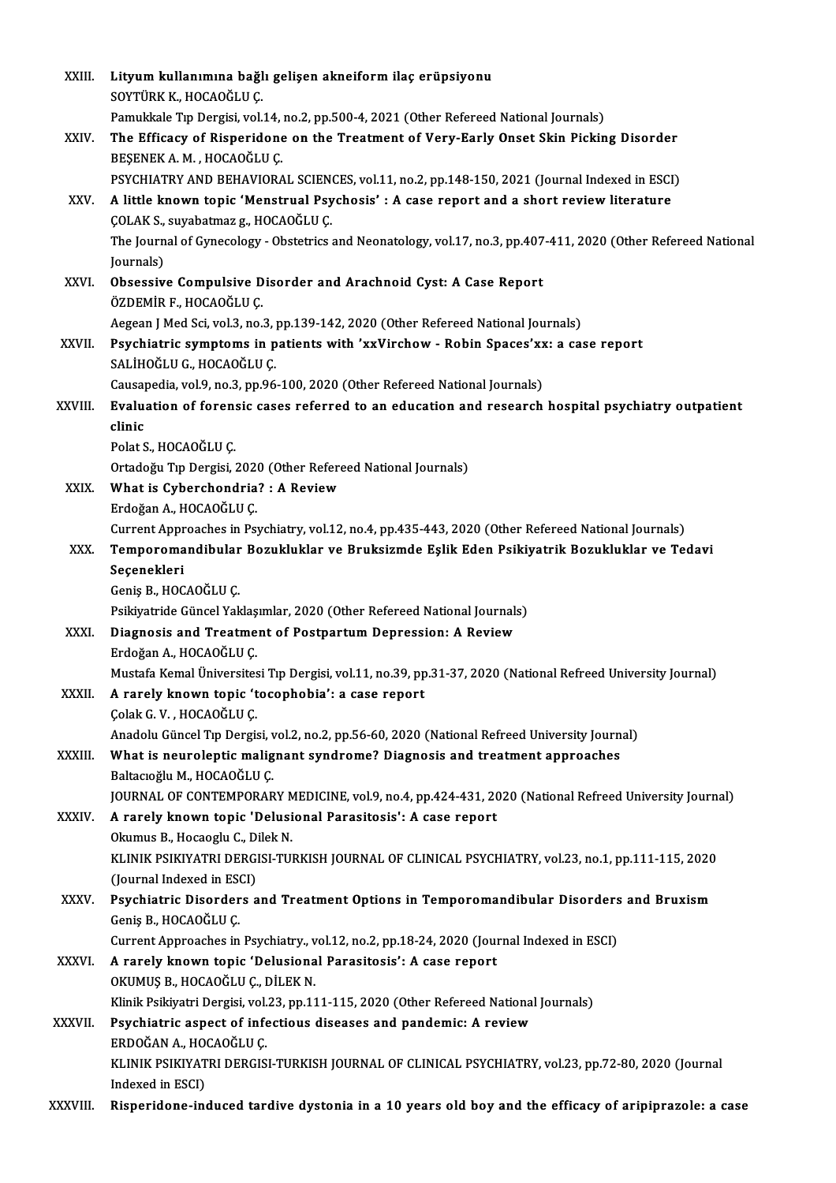XXIII. **Lityum kullanımına bağlı gelişen akneiform ilaç erüpsiyonu**
SOYTÜRK K., HOCAOĞLU Ç.
Pamukkale Tıp Dergisi, vol.14, no.2, pp.500-4, 2021 (Other Refereed National Journals)

XXIV. **The Efficacy of Risperidone on the Treatment of Very-Early Onset Skin Picking Disorder**
BEŞENEK A. M. , HOCAOĞLU Ç.
PSYCHIATRY AND BEHAVIORAL SCIENCES, vol.11, no.2, pp.148-150, 2021 (Journal Indexed in ESCI)

XXV. **A little known topic 'Menstrual Psychosis' : A case report and a short review literature**
ÇOLAK S., suyabatmaz g., HOCAOĞLU Ç.
The Journal of Gynecology - Obstetrics and Neonatology, vol.17, no.3, pp.407-411, 2020 (Other Refereed National Journals)

XXVI. **Obsessive Compulsive Disorder and Arachnoid Cyst: A Case Report**
ÖZDEMİR F., HOCAOĞLU Ç.
Aegean J Med Sci, vol.3, no.3, pp.139-142, 2020 (Other Refereed National Journals)

XXVII. **Psychiatric symptoms in patients with 'xxVirchow - Robin Spaces'xx: a case report**
SALİHOĞLU G., HOCAOĞLU Ç.
Causapedia, vol.9, no.3, pp.96-100, 2020 (Other Refereed National Journals)

XXVIII. **Evaluation of forensic cases referred to an education and research hospital psychiatry outpatient clinic**
Polat S., HOCAOĞLU Ç.
Ortadoğu Tıp Dergisi, 2020 (Other Refereed National Journals)

XXIX. **What is Cyberchondria? : A Review**
Erdoğan A., HOCAOĞLU Ç.
Current Approaches in Psychiatry, vol.12, no.4, pp.435-443, 2020 (Other Refereed National Journals)

XXX. **Temporomandibular Bozukluklar ve Bruksizmde Eşlik Eden Psikiyatrik Bozukluklar ve Tedavi Seçenekleri**
Geniş B., HOCAOĞLU Ç.
Psikiyatride Güncel Yaklaşımlar, 2020 (Other Refereed National Journals)

XXXI. **Diagnosis and Treatment of Postpartum Depression: A Review**
Erdoğan A., HOCAOĞLU Ç.
Mustafa Kemal Üniversitesi Tıp Dergisi, vol.11, no.39, pp.31-37, 2020 (National Refreed University Journal)

XXXII. **A rarely known topic 'tocophobia': a case report**
Çolak G. V. , HOCAOĞLU Ç.
Anadolu Güncel Tıp Dergisi, vol.2, no.2, pp.56-60, 2020 (National Refreed University Journal)

XXXIII. **What is neuroleptic malignant syndrome? Diagnosis and treatment approaches**
Baltacıoğlu M., HOCAOĞLU Ç.
JOURNAL OF CONTEMPORARY MEDICINE, vol.9, no.4, pp.424-431, 2020 (National Refreed University Journal)

XXXIV. **A rarely known topic 'Delusional Parasitosis': A case report**
Okumus B., Hocaoglu C., Dilek N.
KLINIK PSIKIYATRI DERGISI-TURKISH JOURNAL OF CLINICAL PSYCHIATRY, vol.23, no.1, pp.111-115, 2020 (Journal Indexed in ESCI)

XXXV. **Psychiatric Disorders and Treatment Options in Temporomandibular Disorders and Bruxism**
Geniş B., HOCAOĞLU Ç.
Current Approaches in Psychiatry., vol.12, no.2, pp.18-24, 2020 (Journal Indexed in ESCI)

XXXVI. **A rarely known topic 'Delusional Parasitosis': A case report**
OKUMUŞ B., HOCAOĞLU Ç., DİLEK N.
Klinik Psikiyatri Dergisi, vol.23, pp.111-115, 2020 (Other Refereed National Journals)

XXXVII. **Psychiatric aspect of infectious diseases and pandemic: A review**
ERDOĞAN A., HOCAOĞLU Ç.
KLINIK PSIKIYATRI DERGISI-TURKISH JOURNAL OF CLINICAL PSYCHIATRY, vol.23, pp.72-80, 2020 (Journal Indexed in ESCI)

XXXVIII. **Risperidone-induced tardive dystonia in a 10 years old boy and the efficacy of aripiprazole: a case**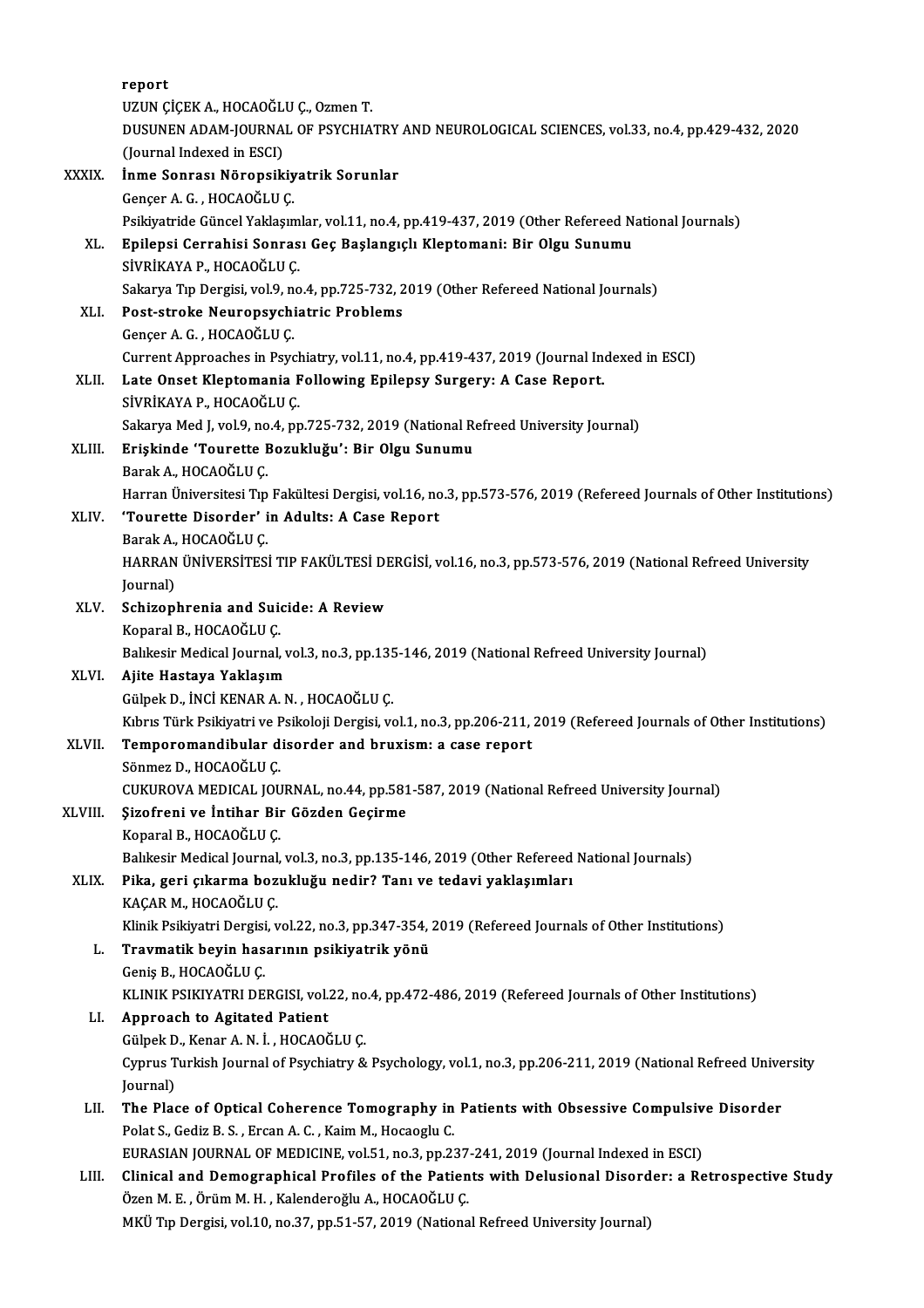report
UZUN ÇİÇEK A., HOCAOĞLU Ç., Ozmen T.
DUSUNEN ADAM-JOURNAL OF PSYCHIATRY AND NEUROLOGICAL SCIENCES, vol.33, no.4, pp.429-432, 2020 (Journal Indexed in ESCI)

XXXIX. **İnme Sonrası Nöropsikiyatrik Sorunlar**
Gençer A. G., HOCAOĞLU Ç.
Psikiyatride Güncel Yaklaşımlar, vol.11, no.4, pp.419-437, 2019 (Other Refereed National Journals)

XL. **Epilepsi Cerrahisi Sonrası Geç Başlangıçlı Kleptomani: Bir Olgu Sunumu**
SİVRİKAYA P., HOCAOĞLU Ç.
Sakarya Tıp Dergisi, vol.9, no.4, pp.725-732, 2019 (Other Refereed National Journals)

XLI. **Post-stroke Neuropsychiatric Problems**
Gençer A. G., HOCAOĞLU Ç.
Current Approaches in Psychiatry, vol.11, no.4, pp.419-437, 2019 (Journal Indexed in ESCI)

XLII. **Late Onset Kleptomania Following Epilepsy Surgery: A Case Report.**
SİVRİKAYA P., HOCAOĞLU Ç.
Sakarya Med J, vol.9, no.4, pp.725-732, 2019 (National Refreed University Journal)

XLIII. **Erişkinde 'Tourette Bozukluğu': Bir Olgu Sunumu**
Barak A., HOCAOĞLU Ç.
Harran Üniversitesi Tıp Fakültesi Dergisi, vol.16, no.3, pp.573-576, 2019 (Refereed Journals of Other Institutions)

XLIV. **'Tourette Disorder' in Adults: A Case Report**
Barak A., HOCAOĞLU Ç.
HARRAN ÜNİVERSİTESİ TIP FAKÜLTESİ DERGİSİ, vol.16, no.3, pp.573-576, 2019 (National Refreed University Journal)

XLV. **Schizophrenia and Suicide: A Review**
Koparal B., HOCAOĞLU Ç.
Balıkesir Medical Journal, vol.3, no.3, pp.135-146, 2019 (National Refreed University Journal)

XLVI. **Ajite Hastaya Yaklaşım**
Gülpek D., İNCİ KENAR A. N., HOCAOĞLU Ç.
Kıbrıs Türk Psikiyatri ve Psikoloji Dergisi, vol.1, no.3, pp.206-211, 2019 (Refereed Journals of Other Institutions)

XLVII. **Temporomandibular disorder and bruxism: a case report**
Sönmez D., HOCAOĞLU Ç.
CUKUROVA MEDICAL JOURNAL, no.44, pp.581-587, 2019 (National Refreed University Journal)

XLVIII. **Şizofreni ve İntihar Bir Gözden Geçirme**
Koparal B., HOCAOĞLU Ç.
Balıkesir Medical Journal, vol.3, no.3, pp.135-146, 2019 (Other Refereed National Journals)

XLIX. **Pika, geri çıkarma bozukluğu nedir? Tanı ve tedavi yaklaşımları**
KAÇAR M., HOCAOĞLU Ç.
Klinik Psikiyatri Dergisi, vol.22, no.3, pp.347-354, 2019 (Refereed Journals of Other Institutions)

L. **Travmatik beyin hasarının psikiyatrik yönü**
Geniş B., HOCAOĞLU Ç.
KLINIK PSIKIYATRI DERGISI, vol.22, no.4, pp.472-486, 2019 (Refereed Journals of Other Institutions)

LI. **Approach to Agitated Patient**
Gülpek D., Kenar A. N. İ., HOCAOĞLU Ç.
Cyprus Turkish Journal of Psychiatry & Psychology, vol.1, no.3, pp.206-211, 2019 (National Refreed University Journal)

LII. **The Place of Optical Coherence Tomography in Patients with Obsessive Compulsive Disorder**
Polat S., Gediz B. S., Ercan A. C., Kaim M., Hocaoglu C.
EURASIAN JOURNAL OF MEDICINE, vol.51, no.3, pp.237-241, 2019 (Journal Indexed in ESCI)

LIII. **Clinical and Demographical Profiles of the Patients with Delusional Disorder: a Retrospective Study**
Özen M. E., Örüm M. H., Kalenderoğlu A., HOCAOĞLU Ç.
MKÜ Tıp Dergisi, vol.10, no.37, pp.51-57, 2019 (National Refreed University Journal)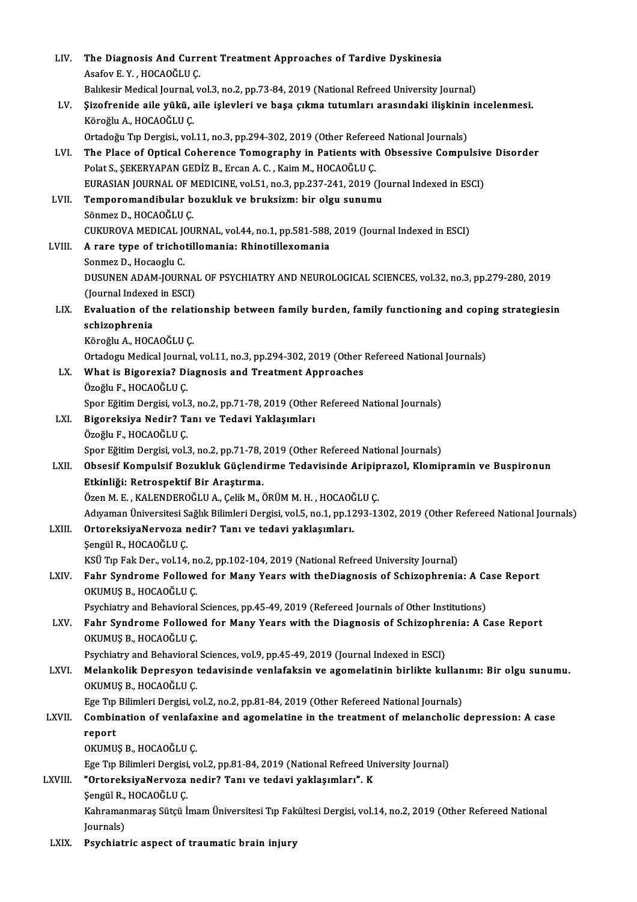LIV. **The Diagnosis And Current Treatment Approaches of Tardive Dyskinesia**
Asafov E. Y. , HOCAOĞLU Ç.
Balıkesir Medical Journal, vol.3, no.2, pp.73-84, 2019 (National Refreed University Journal)

LV. **Şizofrenide aile yükü, aile işlevleri ve başa çıkma tutumları arasındaki ilişkinin incelenmesi.**
Köroğlu A., HOCAOĞLU Ç.
Ortadoğu Tıp Dergisi., vol.11, no.3, pp.294-302, 2019 (Other Refereed National Journals)

LVI. **The Place of Optical Coherence Tomography in Patients with Obsessive Compulsive Disorder**
Polat S., ŞEKERYAPAN GEDİZ B., Ercan A. C. , Kaim M., HOCAOĞLU Ç.
EURASIAN JOURNAL OF MEDICINE, vol.51, no.3, pp.237-241, 2019 (Journal Indexed in ESCI)

LVII. **Temporomandibular bozukluk ve bruksizm: bir olgu sunumu**
Sönmez D., HOCAOĞLU Ç.
CUKUROVA MEDICAL JOURNAL, vol.44, no.1, pp.581-588, 2019 (Journal Indexed in ESCI)

LVIII. **A rare type of trichotillomania: Rhinotillexomania**
Sonmez D., Hocaoglu C.
DUSUNEN ADAM-JOURNAL OF PSYCHIATRY AND NEUROLOGICAL SCIENCES, vol.32, no.3, pp.279-280, 2019 (Journal Indexed in ESCI)

LIX. **Evaluation of the relationship between family burden, family functioning and coping strategiesin schizophrenia**
Köroğlu A., HOCAOĞLU Ç.
Ortadogu Medical Journal, vol.11, no.3, pp.294-302, 2019 (Other Refereed National Journals)

LX. **What is Bigorexia? Diagnosis and Treatment Approaches**
Özoğlu F., HOCAOĞLU Ç.
Spor Eğitim Dergisi, vol.3, no.2, pp.71-78, 2019 (Other Refereed National Journals)

LXI. **Bigoreksiya Nedir? Tanı ve Tedavi Yaklaşımları**
Özoğlu F., HOCAOĞLU Ç.
Spor Eğitim Dergisi, vol.3, no.2, pp.71-78, 2019 (Other Refereed National Journals)

LXII. **Obsesif Kompulsif Bozukluk Güçlendirme Tedavisinde Aripiprazol, Klomipramin ve Buspironun Etkinliği: Retrospektif Bir Araştırma.**
Özen M. E. , KALENDEROĞLU A., Çelik M., ÖRÜM M. H. , HOCAOĞLU Ç.
Adıyaman Üniversitesi Sağlık Bilimleri Dergisi, vol.5, no.1, pp.1293-1302, 2019 (Other Refereed National Journals)

LXIII. **OrtoreksiyaNervoza nedir? Tanı ve tedavi yaklaşımları.**
Şengül R., HOCAOĞLU Ç.
KSÜ Tıp Fak Der., vol.14, no.2, pp.102-104, 2019 (National Refreed University Journal)

LXIV. **Fahr Syndrome Followed for Many Years with theDiagnosis of Schizophrenia: A Case Report**
OKUMUŞ B., HOCAOĞLU Ç.
Psychiatry and Behavioral Sciences, pp.45-49, 2019 (Refereed Journals of Other Institutions)

LXV. **Fahr Syndrome Followed for Many Years with the Diagnosis of Schizophrenia: A Case Report**
OKUMUŞ B., HOCAOĞLU Ç.
Psychiatry and Behavioral Sciences, vol.9, pp.45-49, 2019 (Journal Indexed in ESCI)

LXVI. **Melankolik Depresyon tedavisinde venlafaksin ve agomelatinin birlikte kullanımı: Bir olgu sunumu.**
OKUMUŞ B., HOCAOĞLU Ç.
Ege Tıp Bilimleri Dergisi, vol.2, no.2, pp.81-84, 2019 (Other Refereed National Journals)

LXVII. **Combination of venlafaxine and agomelatine in the treatment of melancholic depression: A case report**
OKUMUŞ B., HOCAOĞLU Ç.
Ege Tıp Bilimleri Dergisi, vol.2, pp.81-84, 2019 (National Refreed University Journal)

LXVIII. **"OrtoreksiyaNervoza nedir? Tanı ve tedavi yaklaşımları". K**
Şengül R., HOCAOĞLU Ç.
Kahramanmaraş Sütçü İmam Üniversitesi Tıp Fakültesi Dergisi, vol.14, no.2, 2019 (Other Refereed National Journals)

LXIX. **Psychiatric aspect of traumatic brain injury**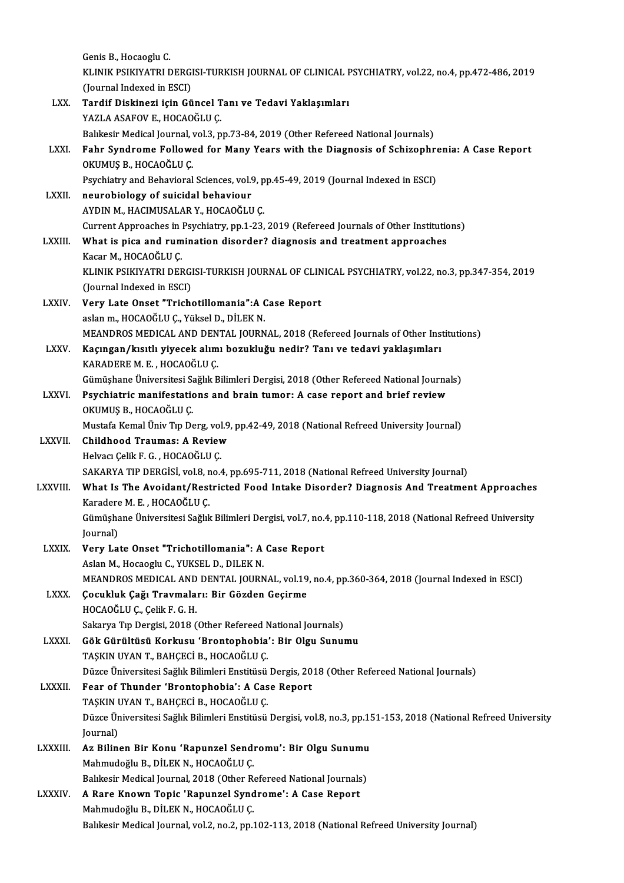Genis B., Hocaoglu C.
KLINIK PSIKIYATRI DERGISI-TURKISH JOURNAL OF CLINICAL PSYCHIATRY, vol.22, no.4, pp.472-486, 2019 (Journal Indexed in ESCI)

LXX. **Tardif Diskinezi için Güncel Tanı ve Tedavi Yaklaşımları**
YAZLA ASAFOV E., HOCAOĞLU Ç.
Balıkesir Medical Journal, vol.3, pp.73-84, 2019 (Other Refereed National Journals)

LXXI. **Fahr Syndrome Followed for Many Years with the Diagnosis of Schizophrenia: A Case Report**
OKUMUŞ B., HOCAOĞLU Ç.
Psychiatry and Behavioral Sciences, vol.9, pp.45-49, 2019 (Journal Indexed in ESCI)

LXXII. **neurobiology of suicidal behaviour**
AYDIN M., HACIMUSALAR Y., HOCAOĞLU Ç.
Current Approaches in Psychiatry, pp.1-23, 2019 (Refereed Journals of Other Institutions)

LXXIII. **What is pica and rumination disorder? diagnosis and treatment approaches**
Kacar M., HOCAOĞLU Ç.
KLINIK PSIKIYATRI DERGISI-TURKISH JOURNAL OF CLINICAL PSYCHIATRY, vol.22, no.3, pp.347-354, 2019 (Journal Indexed in ESCI)

LXXIV. **Very Late Onset "Trichotillomania":A Case Report**
aslan m., HOCAOĞLU Ç., Yüksel D., DİLEK N.
MEANDROS MEDICAL AND DENTAL JOURNAL, 2018 (Refereed Journals of Other Institutions)

LXXV. **Kaçıngan/kısıtlı yiyecek alımı bozukluğu nedir? Tanı ve tedavi yaklaşımları**
KARADERE M. E. , HOCAOĞLU Ç.
Gümüşhane Üniversitesi Sağlık Bilimleri Dergisi, 2018 (Other Refereed National Journals)

LXXVI. **Psychiatric manifestations and brain tumor: A case report and brief review**
OKUMUŞ B., HOCAOĞLU Ç.
Mustafa Kemal Üniv Tıp Derg, vol.9, pp.42-49, 2018 (National Refreed University Journal)

LXXVII. **Childhood Traumas: A Review**
Helvacı Çelik F. G. , HOCAOĞLU Ç.
SAKARYA TIP DERGİSİ, vol.8, no.4, pp.695-711, 2018 (National Refreed University Journal)

LXXVIII. **What Is The Avoidant/Restricted Food Intake Disorder? Diagnosis And Treatment Approaches**
Karadere M. E. , HOCAOĞLU Ç.
Gümüşhane Üniversitesi Sağlık Bilimleri Dergisi, vol.7, no.4, pp.110-118, 2018 (National Refreed University Journal)

LXXIX. **Very Late Onset "Trichotillomania": A Case Report**
Aslan M., Hocaoglu C., YUKSEL D., DILEK N.
MEANDROS MEDICAL AND DENTAL JOURNAL, vol.19, no.4, pp.360-364, 2018 (Journal Indexed in ESCI)

LXXX. **Çocukluk Çağı Travmaları: Bir Gözden Geçirme**
HOCAOĞLU Ç., Çelik F. G. H.
Sakarya Tıp Dergisi, 2018 (Other Refereed National Journals)

LXXXI. **Gök Gürültüsü Korkusu 'Brontophobia': Bir Olgu Sunumu**
TAŞKIN UYAN T., BAHÇECİ B., HOCAOĞLU Ç.
Düzce Üniversitesi Sağlık Bilimleri Enstitüsü Dergis, 2018 (Other Refereed National Journals)

LXXXII. **Fear of Thunder 'Brontophobia': A Case Report**
TAŞKIN UYAN T., BAHÇECİ B., HOCAOĞLU Ç.
Düzce Üniversitesi Sağlık Bilimleri Enstitüsü Dergisi, vol.8, no.3, pp.151-153, 2018 (National Refreed University Journal)

LXXXIII. **Az Bilinen Bir Konu 'Rapunzel Sendromu': Bir Olgu Sunumu**
Mahmudoğlu B., DİLEK N., HOCAOĞLU Ç.
Balıkesir Medical Journal, 2018 (Other Refereed National Journals)

LXXXIV. **A Rare Known Topic 'Rapunzel Syndrome': A Case Report**
Mahmudoğlu B., DİLEK N., HOCAOĞLU Ç.
Balıkesir Medical Journal, vol.2, no.2, pp.102-113, 2018 (National Refreed University Journal)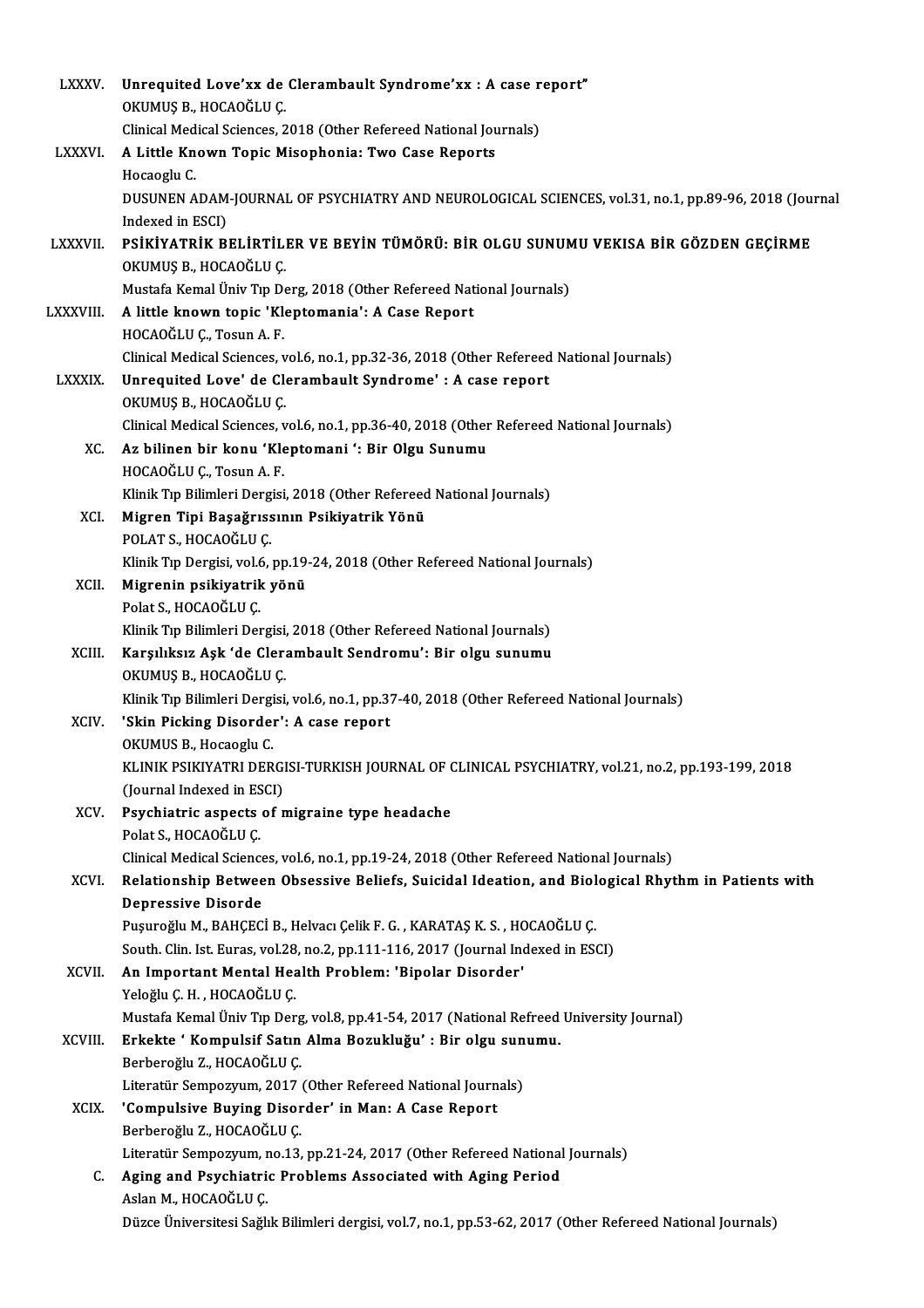LXXXV. **Unrequited Love'xx de Clerambault Syndrome'xx : A case report"**
OKUMUŞ B., HOCAOĞLU Ç.
Clinical Medical Sciences, 2018 (Other Refereed National Journals)

LXXXVI. **A Little Known Topic Misophonia: Two Case Reports**
Hocaoglu C.
DUSUNEN ADAM-JOURNAL OF PSYCHIATRY AND NEUROLOGICAL SCIENCES, vol.31, no.1, pp.89-96, 2018 (Journal Indexed in ESCI)

LXXXVII. **PSİKİYATRİK BELİRTİLER VE BEYİN TÜMÖRÜ: BİR OLGU SUNUMU VEKISA BİR GÖZDEN GEÇİRME**
OKUMUŞ B., HOCAOĞLU Ç.
Mustafa Kemal Üniv Tıp Derg, 2018 (Other Refereed National Journals)

LXXXVIII. **A little known topic 'Kleptomania': A Case Report**
HOCAOĞLU Ç., Tosun A. F.
Clinical Medical Sciences, vol.6, no.1, pp.32-36, 2018 (Other Refereed National Journals)

LXXXIX. **Unrequited Love' de Clerambault Syndrome' : A case report**
OKUMUŞ B., HOCAOĞLU Ç.
Clinical Medical Sciences, vol.6, no.1, pp.36-40, 2018 (Other Refereed National Journals)

XC. **Az bilinen bir konu 'Kleptomani ': Bir Olgu Sunumu**
HOCAOĞLU Ç., Tosun A. F.
Klinik Tıp Bilimleri Dergisi, 2018 (Other Refereed National Journals)

XCI. **Migren Tipi Başağrıssının Psikiyatrik Yönü**
POLAT S., HOCAOĞLU Ç.
Klinik Tıp Dergisi, vol.6, pp.19-24, 2018 (Other Refereed National Journals)

XCII. **Migrenin psikiyatrik yönü**
Polat S., HOCAOĞLU Ç.
Klinik Tıp Bilimleri Dergisi, 2018 (Other Refereed National Journals)

XCIII. **Karşılıksız Aşk 'de Clerambault Sendromu': Bir olgu sunumu**
OKUMUŞ B., HOCAOĞLU Ç.
Klinik Tıp Bilimleri Dergisi, vol.6, no.1, pp.37-40, 2018 (Other Refereed National Journals)

XCIV. **'Skin Picking Disorder': A case report**
OKUMUS B., Hocaoglu C.
KLINIK PSIKIYATRI DERGISI-TURKISH JOURNAL OF CLINICAL PSYCHIATRY, vol.21, no.2, pp.193-199, 2018 (Journal Indexed in ESCI)

XCV. **Psychiatric aspects of migraine type headache**
Polat S., HOCAOĞLU Ç.
Clinical Medical Sciences, vol.6, no.1, pp.19-24, 2018 (Other Refereed National Journals)

XCVI. **Relationship Between Obsessive Beliefs, Suicidal Ideation, and Biological Rhythm in Patients with Depressive Disorde**
Puşuroğlu M., BAHÇECİ B., Helvacı Çelik F. G. , KARATAŞ K. S. , HOCAOĞLU Ç.
South. Clin. Ist. Euras, vol.28, no.2, pp.111-116, 2017 (Journal Indexed in ESCI)

XCVII. **An Important Mental Health Problem: 'Bipolar Disorder'**
Yeloğlu Ç. H. , HOCAOĞLU Ç.
Mustafa Kemal Üniv Tıp Derg, vol.8, pp.41-54, 2017 (National Refreed University Journal)

XCVIII. **Erkekte ' Kompulsif Satın Alma Bozukluğu' : Bir olgu sunumu.**
Berberoğlu Z., HOCAOĞLU Ç.
Literatür Sempozyum, 2017 (Other Refereed National Journals)

XCIX. **'Compulsive Buying Disorder' in Man: A Case Report**
Berberoğlu Z., HOCAOĞLU Ç.
Literatür Sempozyum, no.13, pp.21-24, 2017 (Other Refereed National Journals)

C. **Aging and Psychiatric Problems Associated with Aging Period**
Aslan M., HOCAOĞLU Ç.
Düzce Üniversitesi Sağlık Bilimleri dergisi, vol.7, no.1, pp.53-62, 2017 (Other Refereed National Journals)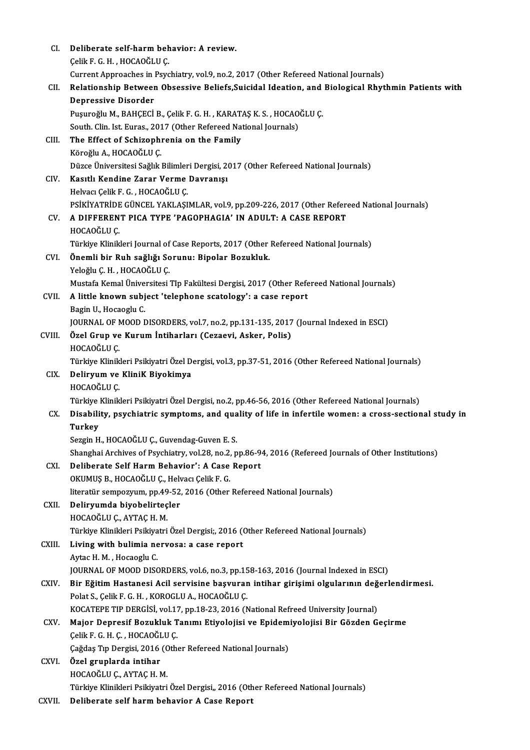CI. **Deliberate self-harm behavior: A review.**
Çelik F. G. H. , HOCAOĞLU Ç.
Current Approaches in Psychiatry, vol.9, no.2, 2017 (Other Refereed National Journals)

CII. **Relationship Between Obsessive Beliefs,Suicidal Ideation, and Biological Rhythmin Patients with Depressive Disorder**
Puşuroğlu M., BAHÇECİ B., Çelik F. G. H. , KARATAŞ K. S. , HOCAOĞLU Ç.
South. Clin. Ist. Euras., 2017 (Other Refereed National Journals)

CIII. **The Effect of Schizophrenia on the Family**
Köroğlu A., HOCAOĞLU Ç.
Düzce Üniversitesi Sağlık Bilimleri Dergisi, 2017 (Other Refereed National Journals)

CIV. **Kasıtlı Kendine Zarar Verme Davranışı**
Helvacı Çelik F. G. , HOCAOĞLU Ç.
PSİKİYATRİDE GÜNCEL YAKLAŞIMLAR, vol.9, pp.209-226, 2017 (Other Refereed National Journals)

CV. **A DIFFERENT PICA TYPE 'PAGOPHAGIA' IN ADULT: A CASE REPORT**
HOCAOĞLU Ç.
Türkiye Klinikleri Journal of Case Reports, 2017 (Other Refereed National Journals)

CVI. **Önemli bir Ruh sağlığı Sorunu: Bipolar Bozukluk.**
Yeloğlu Ç. H. , HOCAOĞLU Ç.
Mustafa Kemal Üniversitesi TIp Fakültesi Dergisi, 2017 (Other Refereed National Journals)

CVII. **A little known subject 'telephone scatology': a case report**
Bagin U., Hocaoglu C.
JOURNAL OF MOOD DISORDERS, vol.7, no.2, pp.131-135, 2017 (Journal Indexed in ESCI)

CVIII. **Özel Grup ve Kurum İntiharları (Cezaevi, Asker, Polis)**
HOCAOĞLU Ç.
Türkiye Klinikleri Psikiyatri Özel Dergisi, vol.3, pp.37-51, 2016 (Other Refereed National Journals)

CIX. **Deliryum ve KliniK Biyokimya**
HOCAOĞLU Ç.
Türkiye Klinikleri Psikiyatri Özel Dergisi, no.2, pp.46-56, 2016 (Other Refereed National Journals)

CX. **Disability, psychiatric symptoms, and quality of life in infertile women: a cross-sectional study in Turkey**
Sezgin H., HOCAOĞLU Ç., Guvendag-Guven E. S.
Shanghai Archives of Psychiatry, vol.28, no.2, pp.86-94, 2016 (Refereed Journals of Other Institutions)

CXI. **Deliberate Self Harm Behavior': A Case Report**
OKUMUŞ B., HOCAOĞLU Ç., Helvacı Çelik F. G.
literatür sempozyum, pp.49-52, 2016 (Other Refereed National Journals)

CXII. **Deliryumda biyobelirteçler**
HOCAOĞLU Ç., AYTAÇ H. M.
Türkiye Klinikleri Psikiyatri Özel Dergisi;, 2016 (Other Refereed National Journals)

CXIII. **Living with bulimia nervosa: a case report**
Aytac H. M. , Hocaoglu C.
JOURNAL OF MOOD DISORDERS, vol.6, no.3, pp.158-163, 2016 (Journal Indexed in ESCI)

CXIV. **Bir Eğitim Hastanesi Acil servisine başvuran intihar girişimi olgularının değerlendirmesi.**
Polat S., Çelik F. G. H. , KOROGLU A., HOCAOĞLU Ç.
KOCATEPE TIP DERGİSİ, vol.17, pp.18-23, 2016 (National Refreed University Journal)

CXV. **Major Depresif Bozukluk Tanımı Etiyolojisi ve Epidemiyolojisi Bir Gözden Geçirme**
Çelik F. G. H. Ç. , HOCAOĞLU Ç.
Çağdaş Tıp Dergisi, 2016 (Other Refereed National Journals)

CXVI. **Özel gruplarda intihar**
HOCAOĞLU Ç., AYTAÇ H. M.
Türkiye Klinikleri Psikiyatri Özel Dergisi,, 2016 (Other Refereed National Journals)

CXVII. **Deliberate self harm behavior A Case Report**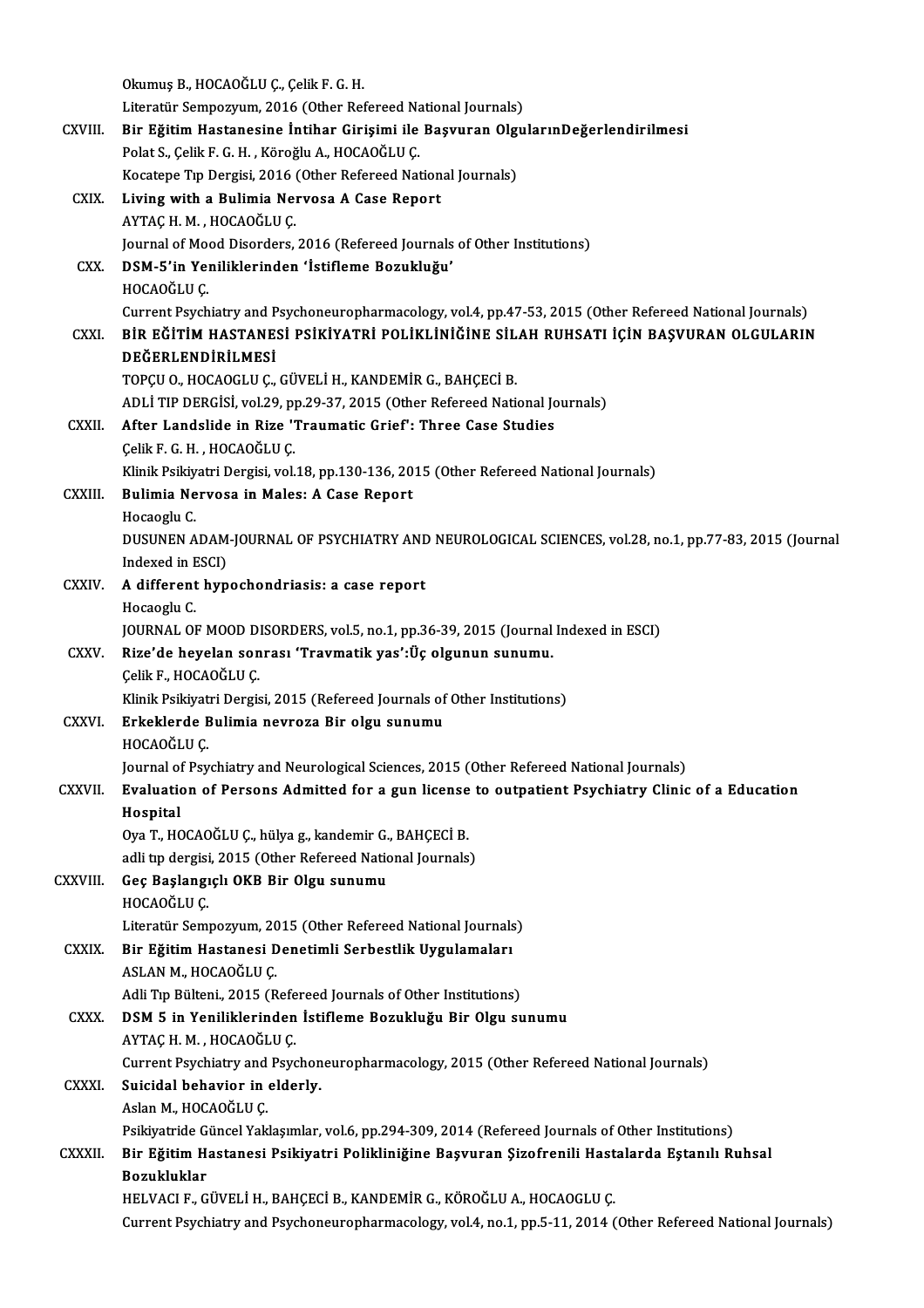Okumuş B., HOCAOĞLU Ç., Çelik F. G. H.
Literatür Sempozyum, 2016 (Other Refereed National Journals)

CXVIII. **Bir Eğitim Hastanesine İntihar Girişimi ile Başvuran OlgularınDeğerlendirilmesi**
Polat S., Çelik F. G. H. , Köroğlu A., HOCAOĞLU Ç.
Kocatepe Tıp Dergisi, 2016 (Other Refereed National Journals)

CXIX. **Living with a Bulimia Nervosa A Case Report**
AYTAÇ H. M. , HOCAOĞLU Ç.
Journal of Mood Disorders, 2016 (Refereed Journals of Other Institutions)

CXX. **DSM-5'in Yeniliklerinden 'İstifleme Bozukluğu'**
HOCAOĞLU Ç.
Current Psychiatry and Psychoneuropharmacology, vol.4, pp.47-53, 2015 (Other Refereed National Journals)

CXXI. **BİR EĞİTİM HASTANESİ PSİKİYATRİ POLİKLİNİĞİNE SİLAH RUHSATI İÇİN BAŞVURAN OLGULARIN DEĞERLENDİRİLMESİ**
TOPÇU O., HOCAOGLU Ç., GÜVELİ H., KANDEMİR G., BAHÇECİ B.
ADLİ TIP DERGİSİ, vol.29, pp.29-37, 2015 (Other Refereed National Journals)

CXXII. **After Landslide in Rize 'Traumatic Grief': Three Case Studies**
Çelik F. G. H. , HOCAOĞLU Ç.
Klinik Psikiyatri Dergisi, vol.18, pp.130-136, 2015 (Other Refereed National Journals)

CXXIII. **Bulimia Nervosa in Males: A Case Report**
Hocaoglu C.
DUSUNEN ADAM-JOURNAL OF PSYCHIATRY AND NEUROLOGICAL SCIENCES, vol.28, no.1, pp.77-83, 2015 (Journal Indexed in ESCI)

CXXIV. **A different hypochondriasis: a case report**
Hocaoglu C.
JOURNAL OF MOOD DISORDERS, vol.5, no.1, pp.36-39, 2015 (Journal Indexed in ESCI)

CXXV. **Rize'de heyelan sonrası 'Travmatik yas':Üç olgunun sunumu.**
Çelik F., HOCAOĞLU Ç.
Klinik Psikiyatri Dergisi, 2015 (Refereed Journals of Other Institutions)

CXXVI. **Erkeklerde Bulimia nevroza Bir olgu sunumu**
HOCAOĞLU Ç.
Journal of Psychiatry and Neurological Sciences, 2015 (Other Refereed National Journals)

CXXVII. **Evaluation of Persons Admitted for a gun license to outpatient Psychiatry Clinic of a Education Hospital**
Oya T., HOCAOĞLU Ç., hülya g., kandemir G., BAHÇECİ B.
adli tıp dergisi, 2015 (Other Refereed National Journals)

CXXVIII. **Geç Başlangıçlı OKB Bir Olgu sunumu**
HOCAOĞLU Ç.
Literatür Sempozyum, 2015 (Other Refereed National Journals)

CXXIX. **Bir Eğitim Hastanesi Denetimli Serbestlik Uygulamaları**
ASLAN M., HOCAOĞLU Ç.
Adli Tıp Bülteni., 2015 (Refereed Journals of Other Institutions)

CXXX. **DSM 5 in Yeniliklerinden İstifleme Bozukluğu Bir Olgu sunumu**
AYTAÇ H. M. , HOCAOĞLU Ç.
Current Psychiatry and Psychoneuropharmacology, 2015 (Other Refereed National Journals)

CXXXI. **Suicidal behavior in elderly.**
Aslan M., HOCAOĞLU Ç.
Psikiyatride Güncel Yaklaşımlar, vol.6, pp.294-309, 2014 (Refereed Journals of Other Institutions)

CXXXII. **Bir Eğitim Hastanesi Psikiyatri Polikliniğine Başvuran Şizofrenili Hastalarda Eştanılı Ruhsal Bozukluklar**
HELVACI F., GÜVELİ H., BAHÇECİ B., KANDEMİR G., KÖROĞLU A., HOCAOGLU Ç.
Current Psychiatry and Psychoneuropharmacology, vol.4, no.1, pp.5-11, 2014 (Other Refereed National Journals)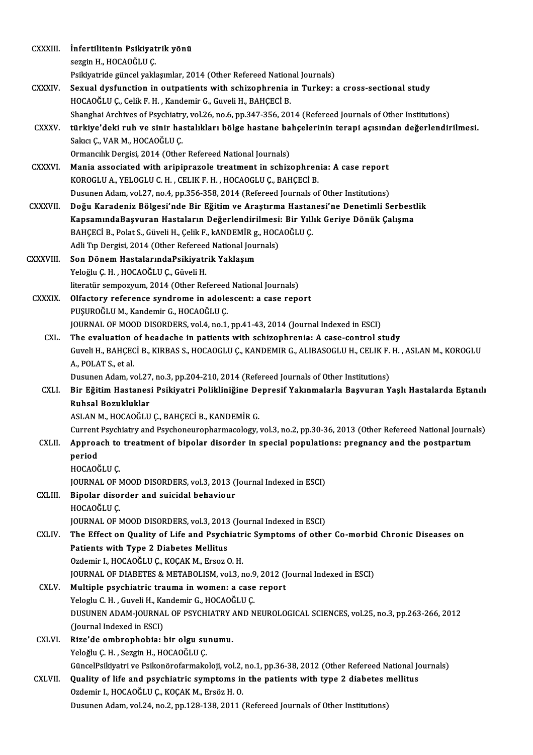CXXXIII. **İnfertilitenin Psikiyatrik yönü**
sezgin H., HOCAOĞLU Ç.
Psikiyatride güncel yaklaşımlar, 2014 (Other Refereed National Journals)

CXXXIV. **Sexual dysfunction in outpatients with schizophrenia in Turkey: a cross-sectional study**
HOCAOĞLU Ç., Celik F. H. , Kandemir G., Guveli H., BAHÇECİ B.
Shanghai Archives of Psychiatry, vol.26, no.6, pp.347-356, 2014 (Refereed Journals of Other Institutions)

CXXXV. **türkiye'deki ruh ve sinir hastalıkları bölge hastane bahçelerinin terapi açısından değerlendirilmesi.**
Sakıcı Ç., VAR M., HOCAOĞLU Ç.
Ormancılık Dergisi, 2014 (Other Refereed National Journals)

CXXXVI. **Mania associated with aripiprazole treatment in schizophrenia: A case report**
KOROGLU A., YELOGLU C. H. , CELIK F. H. , HOCAOGLU Ç., BAHÇECİ B.
Dusunen Adam, vol.27, no.4, pp.356-358, 2014 (Refereed Journals of Other Institutions)

CXXXVII. **Doğu Karadeniz Bölgesi'nde Bir Eğitim ve Araştırma Hastanesi'ne Denetimli Serbestlik KapsamındaBaşvuran Hastaların Değerlendirilmesi: Bir Yıllık Geriye Dönük Çalışma**
BAHÇECİ B., Polat S., Güveli H., Çelik F., kANDEMİR g., HOCAOĞLU Ç.
Adli Tıp Dergisi, 2014 (Other Refereed National Journals)

CXXXVIII. **Son Dönem HastalarındaPsikiyatrik Yaklaşım**
Yeloğlu Ç. H. , HOCAOĞLU Ç., Güveli H.
literatür sempozyum, 2014 (Other Refereed National Journals)

CXXXIX. **Olfactory reference syndrome in adolescent: a case report**
PUŞUROĞLU M., Kandemir G., HOCAOĞLU Ç.
JOURNAL OF MOOD DISORDERS, vol.4, no.1, pp.41-43, 2014 (Journal Indexed in ESCI)

CXL. **The evaluation of headache in patients with schizophrenia: A case-control study**
Guveli H., BAHÇECİ B., KIRBAS S., HOCAOGLU Ç., KANDEMIR G., ALIBASOGLU H., CELIK F. H. , ASLAN M., KOROGLU A., POLAT S., et al.
Dusunen Adam, vol.27, no.3, pp.204-210, 2014 (Refereed Journals of Other Institutions)

CXLI. **Bir Eğitim Hastanesi Psikiyatri Polikliniğine Depresif Yakınmalarla Başvuran Yaşlı Hastalarda Eştanılı Ruhsal Bozukluklar**
ASLAN M., HOCAOĞLU Ç., BAHÇECİ B., KANDEMİR G.
Current Psychiatry and Psychoneuropharmacology, vol.3, no.2, pp.30-36, 2013 (Other Refereed National Journals)

CXLII. **Approach to treatment of bipolar disorder in special populations: pregnancy and the postpartum period**
HOCAOĞLU Ç.
JOURNAL OF MOOD DISORDERS, vol.3, 2013 (Journal Indexed in ESCI)

CXLIII. **Bipolar disorder and suicidal behaviour**
HOCAOĞLU Ç.
JOURNAL OF MOOD DISORDERS, vol.3, 2013 (Journal Indexed in ESCI)

CXLIV. **The Effect on Quality of Life and Psychiatric Symptoms of other Co-morbid Chronic Diseases on Patients with Type 2 Diabetes Mellitus**
Ozdemir I., HOCAOĞLU Ç., KOÇAK M., Ersoz O. H.
JOURNAL OF DIABETES & METABOLISM, vol.3, no.9, 2012 (Journal Indexed in ESCI)

CXLV. **Multiple psychiatric trauma in women: a case report**
Yeloglu C. H. , Guveli H., Kandemir G., HOCAOĞLU Ç.
DUSUNEN ADAM-JOURNAL OF PSYCHIATRY AND NEUROLOGICAL SCIENCES, vol.25, no.3, pp.263-266, 2012 (Journal Indexed in ESCI)

CXLVI. **Rize'de ombrophobia: bir olgu sunumu.**
Yeloğlu Ç. H. , Sezgin H., HOCAOĞLU Ç.
GüncelPsikiyatri ve Psikonörofarmakoloji, vol.2, no.1, pp.36-38, 2012 (Other Refereed National Journals)

CXLVII. **Quality of life and psychiatric symptoms in the patients with type 2 diabetes mellitus**
Ozdemir I., HOCAOĞLU Ç., KOÇAK M., Ersöz H. O.
Dusunen Adam, vol.24, no.2, pp.128-138, 2011 (Refereed Journals of Other Institutions)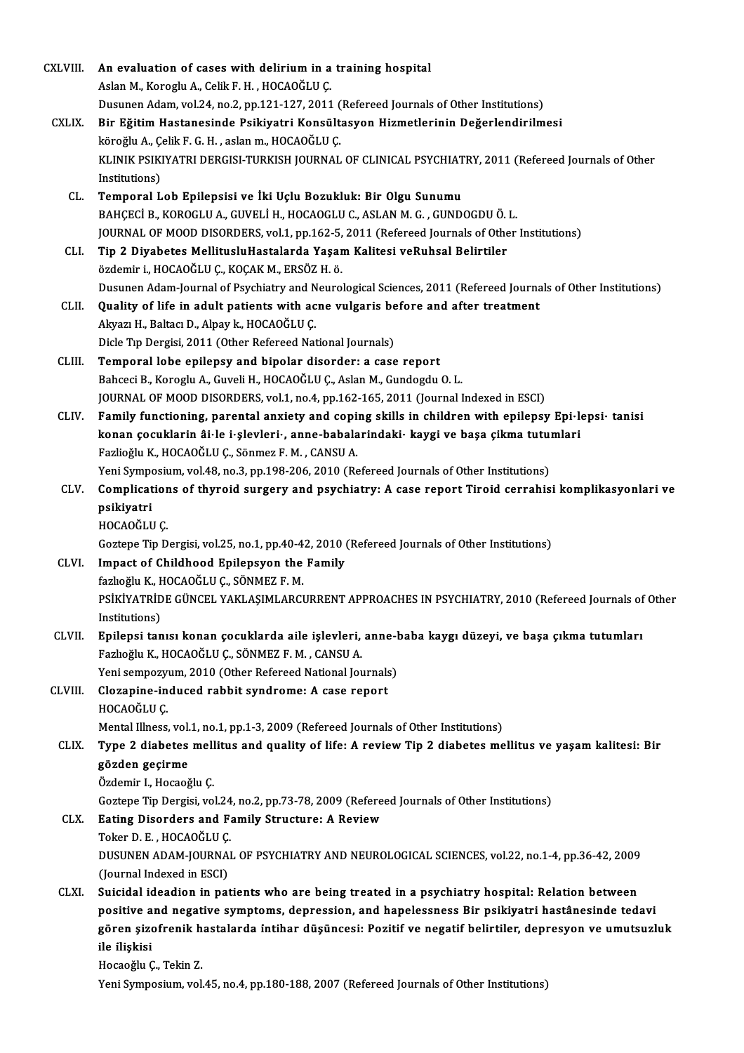CXLVIII. **An evaluation of cases with delirium in a training hospital**
Aslan M., Koroglu A., Celik F. H. , HOCAOĞLU Ç.
Dusunen Adam, vol.24, no.2, pp.121-127, 2011 (Refereed Journals of Other Institutions)

CXLIX. **Bir Eğitim Hastanesinde Psikiyatri Konsültasyon Hizmetlerinin Değerlendirilmesi**
köroğlu A., Çelik F. G. H. , aslan m., HOCAOĞLU Ç.
KLINIK PSIKIYATRI DERGISI-TURKISH JOURNAL OF CLINICAL PSYCHIATRY, 2011 (Refereed Journals of Other Institutions)

CL. **Temporal Lob Epilepsisi ve İki Uçlu Bozukluk: Bir Olgu Sunumu**
BAHÇECİ B., KOROGLU A., GUVELİ H., HOCAOGLU C., ASLAN M. G. , GUNDOGDU Ö. L.
JOURNAL OF MOOD DISORDERS, vol.1, pp.162-5, 2011 (Refereed Journals of Other Institutions)

CLI. **Tip 2 Diyabetes MellitusluHastalarda Yaşam Kalitesi veRuhsal Belirtiler**
özdemir i., HOCAOĞLU Ç., KOÇAK M., ERSÖZ H. ö.
Dusunen Adam-Journal of Psychiatry and Neurological Sciences, 2011 (Refereed Journals of Other Institutions)

CLII. **Quality of life in adult patients with acne vulgaris before and after treatment**
Akyazı H., Baltacı D., Alpay k., HOCAOĞLU Ç.
Dicle Tıp Dergisi, 2011 (Other Refereed National Journals)

CLIII. **Temporal lobe epilepsy and bipolar disorder: a case report**
Bahceci B., Koroglu A., Guveli H., HOCAOĞLU Ç., Aslan M., Gundogdu O. L.
JOURNAL OF MOOD DISORDERS, vol.1, no.4, pp.162-165, 2011 (Journal Indexed in ESCI)

CLIV. **Family functioning, parental anxiety and coping skills in children with epilepsy Epi·lepsi· tanisi konan çocuklarin âi·le i·şlevleri·, anne-babalarindaki· kaygi ve başa çikma tutumlari**
Fazlioğlu K., HOCAOĞLU Ç., Sönmez F. M. , CANSU A.
Yeni Symposium, vol.48, no.3, pp.198-206, 2010 (Refereed Journals of Other Institutions)

CLV. **Complications of thyroid surgery and psychiatry: A case report Tiroid cerrahisi komplikasyonlari ve psikiyatri**
HOCAOĞLU Ç.
Goztepe Tip Dergisi, vol.25, no.1, pp.40-42, 2010 (Refereed Journals of Other Institutions)

CLVI. **Impact of Childhood Epilepsyon the Family**
fazlıoğlu K., HOCAOĞLU Ç., SÖNMEZ F. M.
PSİKİYATRİDE GÜNCEL YAKLAŞIMLARCURRENT APPROACHES IN PSYCHIATRY, 2010 (Refereed Journals of Other Institutions)

CLVII. **Epilepsi tanısı konan çocuklarda aile işlevleri, anne-baba kaygı düzeyi, ve başa çıkma tutumları**
Fazlıoğlu K., HOCAOĞLU Ç., SÖNMEZ F. M. , CANSU A.
Yeni sempozyum, 2010 (Other Refereed National Journals)

CLVIII. **Clozapine-induced rabbit syndrome: A case report**
HOCAOĞLU Ç.
Mental Illness, vol.1, no.1, pp.1-3, 2009 (Refereed Journals of Other Institutions)

CLIX. **Type 2 diabetes mellitus and quality of life: A review Tip 2 diabetes mellitus ve yaşam kalitesi: Bir gözden geçirme**
Özdemir I., Hocaoğlu Ç.
Goztepe Tip Dergisi, vol.24, no.2, pp.73-78, 2009 (Refereed Journals of Other Institutions)

CLX. **Eating Disorders and Family Structure: A Review**
Toker D. E. , HOCAOĞLU Ç.
DUSUNEN ADAM-JOURNAL OF PSYCHIATRY AND NEUROLOGICAL SCIENCES, vol.22, no.1-4, pp.36-42, 2009 (Journal Indexed in ESCI)

CLXI. **Suicidal ideadion in patients who are being treated in a psychiatry hospital: Relation between positive and negative symptoms, depression, and hapelessness Bir psikiyatri hastânesinde tedavi gören şizofrenik hastalarda intihar düşüncesi: Pozitif ve negatif belirtiler, depresyon ve umutsuzluk ile ilişkisi**
Hocaoğlu Ç., Tekin Z.
Yeni Symposium, vol.45, no.4, pp.180-188, 2007 (Refereed Journals of Other Institutions)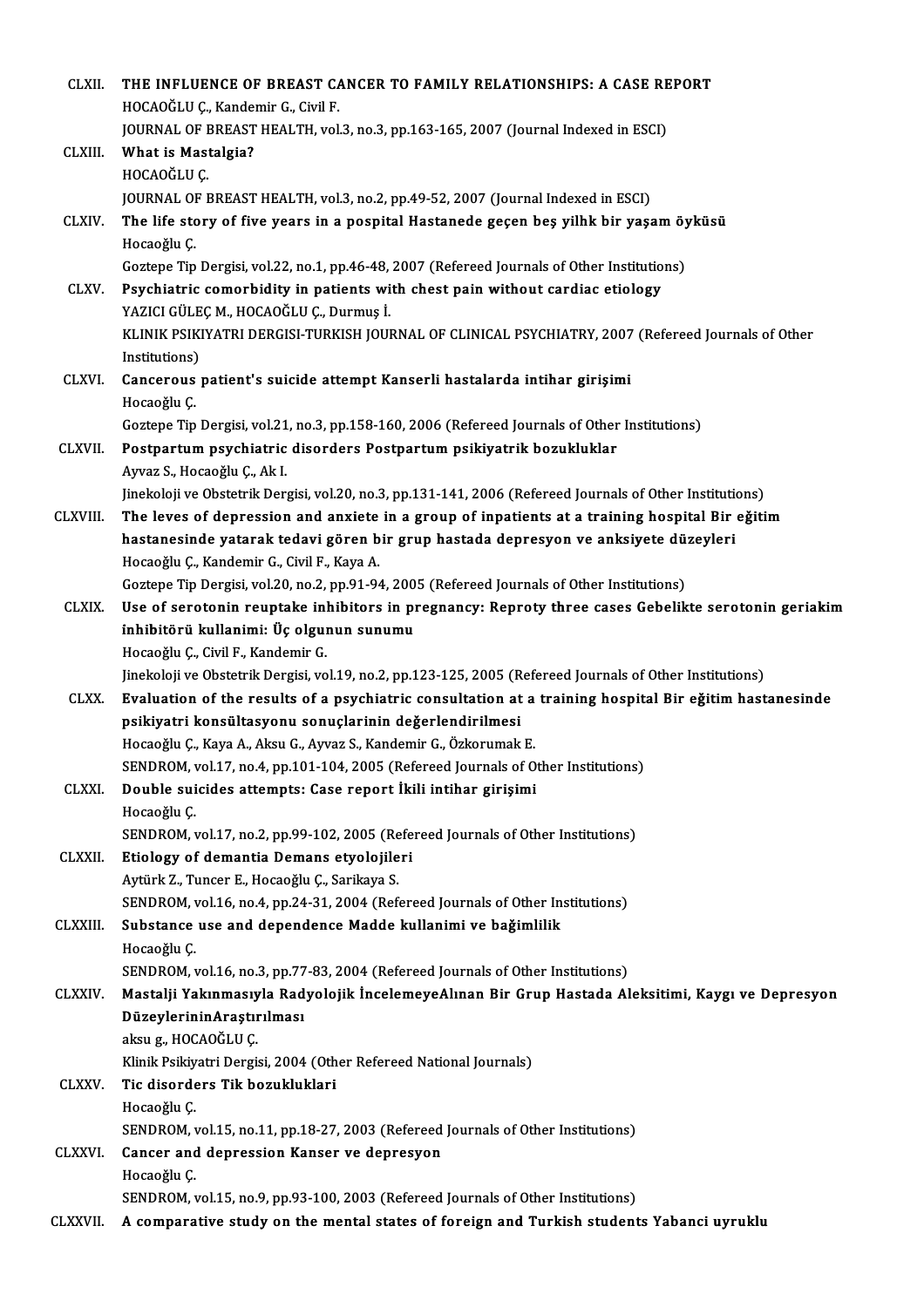CLXII. **THE INFLUENCE OF BREAST CANCER TO FAMILY RELATIONSHIPS: A CASE REPORT**
HOCAOĞLU Ç., Kandemir G., Civil F.
JOURNAL OF BREAST HEALTH, vol.3, no.3, pp.163-165, 2007 (Journal Indexed in ESCI)

CLXIII. **What is Mastalgia?**
HOCAOĞLU Ç.
JOURNAL OF BREAST HEALTH, vol.3, no.2, pp.49-52, 2007 (Journal Indexed in ESCI)

CLXIV. **The life story of five years in a pospital Hastanede geçen beş yilhk bir yaşam öyküsü**
Hocaoğlu Ç.
Goztepe Tip Dergisi, vol.22, no.1, pp.46-48, 2007 (Refereed Journals of Other Institutions)

CLXV. **Psychiatric comorbidity in patients with chest pain without cardiac etiology**
YAZICI GÜLEÇ M., HOCAOĞLU Ç., Durmuş İ.
KLINIK PSIKIYATRI DERGISI-TURKISH JOURNAL OF CLINICAL PSYCHIATRY, 2007 (Refereed Journals of Other Institutions)

CLXVI. **Cancerous patient's suicide attempt Kanserli hastalarda intihar girişimi**
Hocaoğlu Ç.
Goztepe Tip Dergisi, vol.21, no.3, pp.158-160, 2006 (Refereed Journals of Other Institutions)

CLXVII. **Postpartum psychiatric disorders Postpartum psikiyatrik bozukluklar**
Ayvaz S., Hocaoğlu Ç., Ak I.
Jinekoloji ve Obstetrik Dergisi, vol.20, no.3, pp.131-141, 2006 (Refereed Journals of Other Institutions)

CLXVIII. **The leves of depression and anxiete in a group of inpatients at a training hospital Bir eğitim hastanesinde yatarak tedavi gören bir grup hastada depresyon ve anksiyete düzeyleri**
Hocaoğlu Ç., Kandemir G., Civil F., Kaya A.
Goztepe Tip Dergisi, vol.20, no.2, pp.91-94, 2005 (Refereed Journals of Other Institutions)

CLXIX. **Use of serotonin reuptake inhibitors in pregnancy: Reproty three cases Gebelikte serotonin geriakim inhibitörü kullanimi: Üç olgunun sunumu**
Hocaoğlu Ç., Civil F., Kandemir G.
Jinekoloji ve Obstetrik Dergisi, vol.19, no.2, pp.123-125, 2005 (Refereed Journals of Other Institutions)

CLXX. **Evaluation of the results of a psychiatric consultation at a training hospital Bir eğitim hastanesinde psikiyatri konsültasyonu sonuçlarinin değerlendirilmesi**
Hocaoğlu Ç., Kaya A., Aksu G., Ayvaz S., Kandemir G., Özkorumak E.
SENDROM, vol.17, no.4, pp.101-104, 2005 (Refereed Journals of Other Institutions)

CLXXI. **Double suicides attempts: Case report İkili intihar girişimi**
Hocaoğlu Ç.
SENDROM, vol.17, no.2, pp.99-102, 2005 (Refereed Journals of Other Institutions)

CLXXII. **Etiology of demantia Demans etyolojileri**
Aytürk Z., Tuncer E., Hocaoğlu Ç., Sarikaya S.
SENDROM, vol.16, no.4, pp.24-31, 2004 (Refereed Journals of Other Institutions)

CLXXIII. **Substance use and dependence Madde kullanimi ve bağimlilik**
Hocaoğlu Ç.
SENDROM, vol.16, no.3, pp.77-83, 2004 (Refereed Journals of Other Institutions)

CLXXIV. **Mastalji Yakınmasıyla Radyolojik İncelemeyeAlınan Bir Grup Hastada Aleksitimi, Kaygı ve Depresyon DüzeylerininAraştırılması**
aksu g., HOCAOĞLU Ç.
Klinik Psikiyatri Dergisi, 2004 (Other Refereed National Journals)

CLXXV. **Tic disorders Tik bozukluklari**
Hocaoğlu Ç.
SENDROM, vol.15, no.11, pp.18-27, 2003 (Refereed Journals of Other Institutions)

CLXXVI. **Cancer and depression Kanser ve depresyon**
Hocaoğlu Ç.
SENDROM, vol.15, no.9, pp.93-100, 2003 (Refereed Journals of Other Institutions)

CLXXVII. **A comparative study on the mental states of foreign and Turkish students Yabanci uyruklu**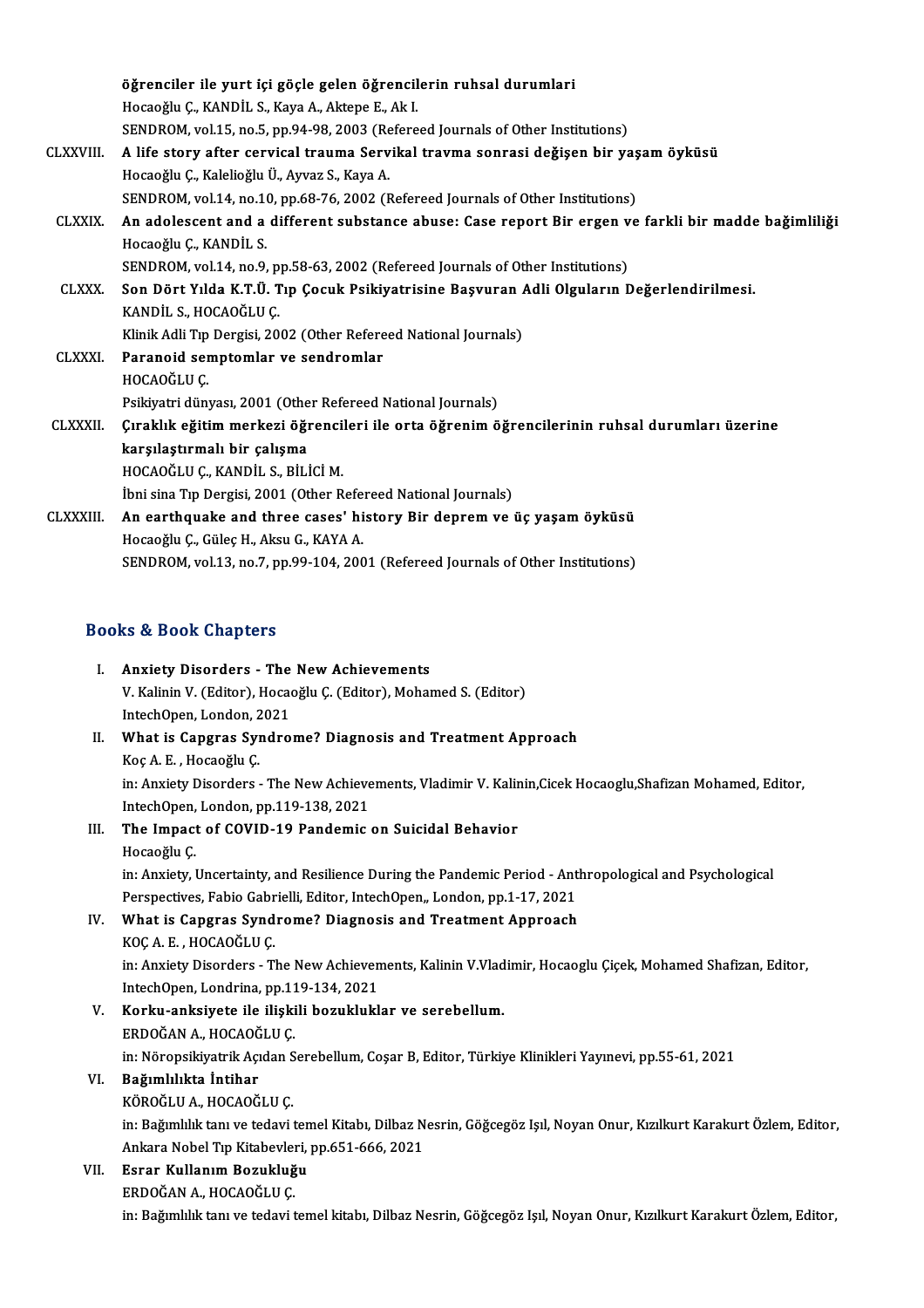öğrenciler ile yurt içi göçle gelen öğrencilerin ruhsal durumlari
Hocaoğlu Ç., KANDİL S., Kaya A., Aktepe E., Ak I.
SENDROM, vol.15, no.5, pp.94-98, 2003 (Refereed Journals of Other Institutions)

CLXXVIII. **A life story after cervical trauma Servikal travma sonrasi değişen bir yaşam öyküsü**
Hocaoğlu Ç., Kalelioğlu Ü., Ayvaz S., Kaya A.
SENDROM, vol.14, no.10, pp.68-76, 2002 (Refereed Journals of Other Institutions)

CLXXIX. **An adolescent and a different substance abuse: Case report Bir ergen ve farkli bir madde bağimliliği**
Hocaoğlu Ç., KANDİL S.
SENDROM, vol.14, no.9, pp.58-63, 2002 (Refereed Journals of Other Institutions)

CLXXX. **Son Dört Yılda K.T.Ü. Tıp Çocuk Psikiyatrisine Başvuran Adli Olguların Değerlendirilmesi.**
KANDİL S., HOCAOĞLU Ç.
Klinik Adli Tıp Dergisi, 2002 (Other Refereed National Journals)

CLXXXI. **Paranoid semptomlar ve sendromlar**
HOCAOĞLU Ç.
Psikiyatri dünyası, 2001 (Other Refereed National Journals)

CLXXXII. **Çıraklık eğitim merkezi öğrencileri ile orta öğrenim öğrencilerinin ruhsal durumları üzerine karşılaştırmalı bir çalışma**
HOCAOĞLU Ç., KANDİL S., BİLİCİ M.
İbni sina Tıp Dergisi, 2001 (Other Refereed National Journals)

CLXXXIII. **An earthquake and three cases' history Bir deprem ve üç yaşam öyküsü**
Hocaoğlu Ç., Güleç H., Aksu G., KAYA A.
SENDROM, vol.13, no.7, pp.99-104, 2001 (Refereed Journals of Other Institutions)

## Books & Book Chapters

I. **Anxiety Disorders - The New Achievements**
V. Kalinin V. (Editor), Hocaoğlu Ç. (Editor), Mohamed S. (Editor)
IntechOpen, London, 2021

II. **What is Capgras Syndrome? Diagnosis and Treatment Approach**
Koç A. E. , Hocaoğlu Ç.
in: Anxiety Disorders - The New Achievements, Vladimir V. Kalinin,Cicek Hocaoglu,Shafizan Mohamed, Editor, IntechOpen, London, pp.119-138, 2021

III. **The Impact of COVID-19 Pandemic on Suicidal Behavior**
Hocaoğlu Ç.
in: Anxiety, Uncertainty, and Resilience During the Pandemic Period - Anthropological and Psychological Perspectives, Fabio Gabrielli, Editor, IntechOpen,, London, pp.1-17, 2021

IV. **What is Capgras Syndrome? Diagnosis and Treatment Approach**
KOÇ A. E. , HOCAOĞLU Ç.
in: Anxiety Disorders - The New Achievements, Kalinin V.Vladimir, Hocaoglu Çiçek, Mohamed Shafizan, Editor, IntechOpen, Londrina, pp.119-134, 2021

V. **Korku-anksiyete ile ilişkili bozukluklar ve serebellum.**
ERDOĞAN A., HOCAOĞLU Ç.
in: Nöropsikiyatrik Açıdan Serebellum, Coşar B, Editor, Türkiye Klinikleri Yayınevi, pp.55-61, 2021

VI. **Bağımlılıkta İntihar**
KÖROĞLU A., HOCAOĞLU Ç.
in: Bağımlılık tanı ve tedavi temel Kitabı, Dilbaz Nesrin, Göğcegöz Işıl, Noyan Onur, Kızılkurt Karakurt Özlem, Editor, Ankara Nobel Tıp Kitabevleri, pp.651-666, 2021

VII. **Esrar Kullanım Bozukluğu**
ERDOĞAN A., HOCAOĞLU Ç.
in: Bağımlılık tanı ve tedavi temel kitabı, Dilbaz Nesrin, Göğcegöz Işıl, Noyan Onur, Kızılkurt Karakurt Özlem, Editor,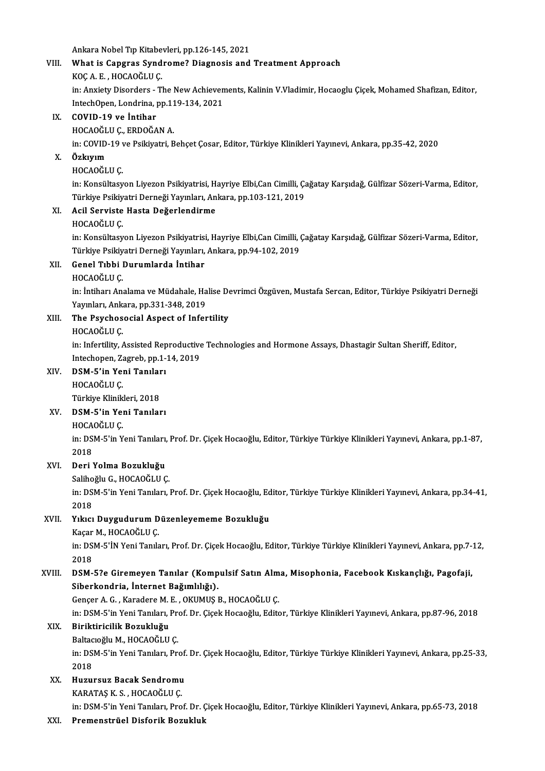Ankara Nobel Tıp Kitabevleri, pp.126-145, 2021

VIII. **What is Capgras Syndrome? Diagnosis and Treatment Approach**
KOÇ A. E. , HOCAOĞLU Ç.
in: Anxiety Disorders - The New Achievements, Kalinin V.Vladimir, Hocaoglu Çiçek, Mohamed Shafizan, Editor, IntechOpen, Londrina, pp.119-134, 2021

IX. **COVID-19 ve İntihar**
HOCAOĞLU Ç., ERDOĞAN A.
in: COVID-19 ve Psikiyatri, Behçet Çosar, Editor, Türkiye Klinikleri Yayınevi, Ankara, pp.35-42, 2020

X. **Özkıyım**
HOCAOĞLU Ç.
in: Konsültasyon Liyezon Psikiyatrisi, Hayriye Elbi,Can Cimilli, Çağatay Karşıdağ, Gülfizar Sözeri-Varma, Editor, Türkiye Psikiyatri Derneği Yayınları, Ankara, pp.103-121, 2019

XI. **Acil Serviste Hasta Değerlendirme**
HOCAOĞLU Ç.
in: Konsültasyon Liyezon Psikiyatrisi, Hayriye Elbi,Can Cimilli, Çağatay Karşıdağ, Gülfizar Sözeri-Varma, Editor, Türkiye Psikiyatri Derneği Yayınları, Ankara, pp.94-102, 2019

XII. **Genel Tıbbi Durumlarda İntihar**
HOCAOĞLU Ç.
in: İntiharı Analama ve Müdahale, Halise Devrimci Özgüven, Mustafa Sercan, Editor, Türkiye Psikiyatri Derneği Yayınları, Ankara, pp.331-348, 2019

XIII. **The Psychosocial Aspect of Infertility**
HOCAOĞLU Ç.
in: Infertility, Assisted Reproductive Technologies and Hormone Assays, Dhastagir Sultan Sheriff, Editor, Intechopen, Zagreb, pp.1-14, 2019

XIV. **DSM-5'in Yeni Tanıları**
HOCAOĞLU Ç.
Türkiye Klinikleri, 2018

XV. **DSM-5'in Yeni Tanıları**
HOCAOĞLU Ç.
in: DSM-5'in Yeni Tanıları, Prof. Dr. Çiçek Hocaoğlu, Editor, Türkiye Türkiye Klinikleri Yayınevi, Ankara, pp.1-87, 2018

XVI. **Deri Yolma Bozukluğu**
Salihoğlu G., HOCAOĞLU Ç.
in: DSM-5'in Yeni Tanıları, Prof. Dr. Çiçek Hocaoğlu, Editor, Türkiye Türkiye Klinikleri Yayınevi, Ankara, pp.34-41, 2018

XVII. **Yıkıcı Duygudurum Düzenleyememe Bozukluğu**
Kaçar M., HOCAOĞLU Ç.
in: DSM-5'İN Yeni Tanıları, Prof. Dr. Çiçek Hocaoğlu, Editor, Türkiye Türkiye Klinikleri Yayınevi, Ankara, pp.7-12, 2018

XVIII. **DSM-5?e Giremeyen Tanılar (Kompulsif Satın Alma, Misophonia, Facebook Kıskançlığı, Pagofaji, Siberkondria, İnternet Bağımlılığı).**
Gençer A. G. , Karadere M. E. , OKUMUŞ B., HOCAOĞLU Ç.
in: DSM-5'in Yeni Tanıları, Prof. Dr. Çiçek Hocaoğlu, Editor, Türkiye Klinikleri Yayınevi, Ankara, pp.87-96, 2018

XIX. **Biriktiricilik Bozukluğu**
Baltacıoğlu M., HOCAOĞLU Ç.
in: DSM-5'in Yeni Tanıları, Prof. Dr. Çiçek Hocaoğlu, Editor, Türkiye Türkiye Klinikleri Yayınevi, Ankara, pp.25-33, 2018

XX. **Huzursuz Bacak Sendromu**
KARATAŞ K. S. , HOCAOĞLU Ç.
in: DSM-5'in Yeni Tanıları, Prof. Dr. Çiçek Hocaoğlu, Editor, Türkiye Klinikleri Yayınevi, Ankara, pp.65-73, 2018

XXI. **Premenstrüel Disforik Bozukluk**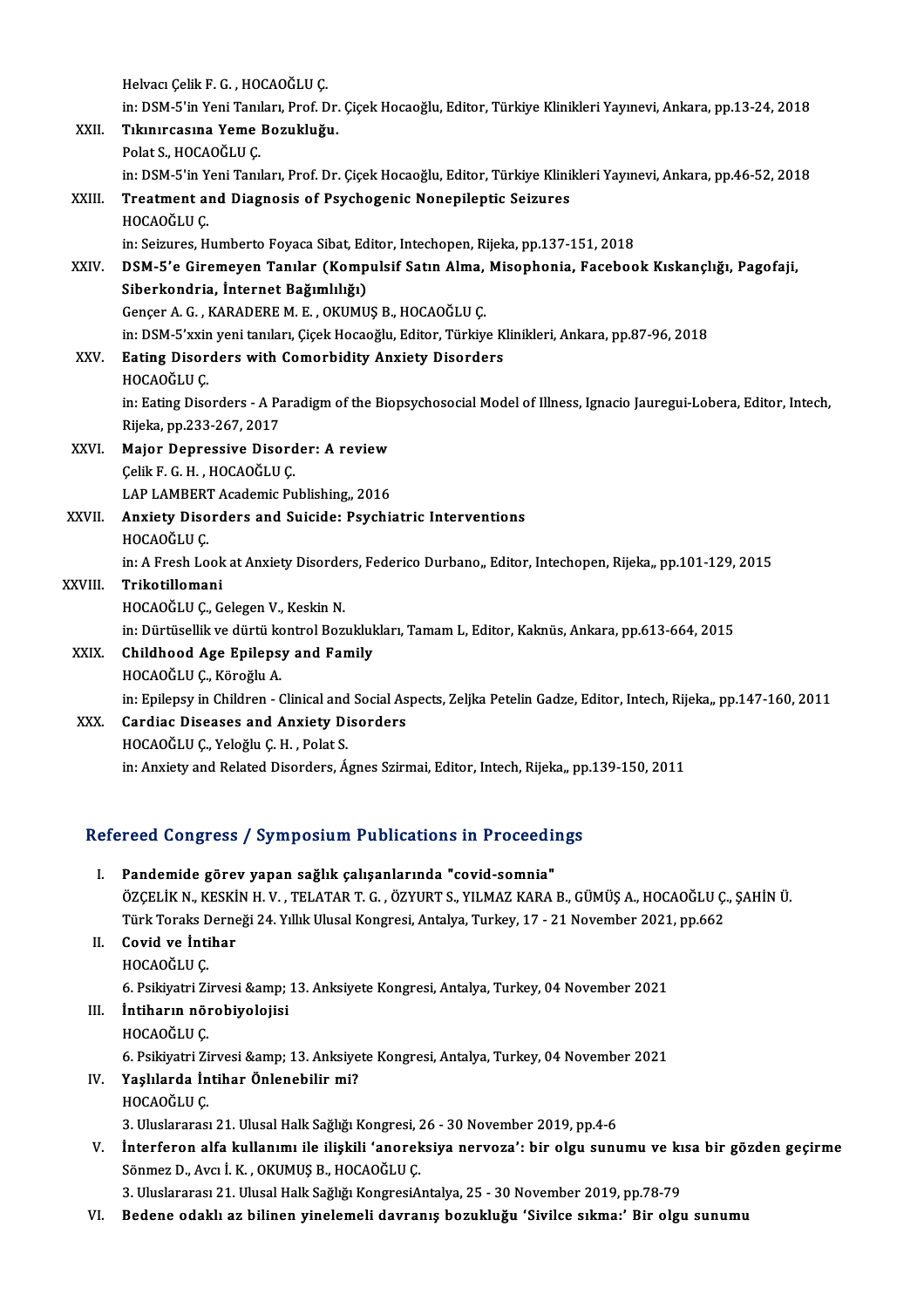Helvacı Çelik F. G. , HOCAOĞLU Ç.
in: DSM-5'in Yeni Tanıları, Prof. Dr. Çiçek Hocaoğlu, Editor, Türkiye Klinikleri Yayınevi, Ankara, pp.13-24, 2018

XXII. **Tıkınırcasına Yeme Bozukluğu.**
Polat S., HOCAOĞLU Ç.
in: DSM-5'in Yeni Tanıları, Prof. Dr. Çiçek Hocaoğlu, Editor, Türkiye Klinikleri Yayınevi, Ankara, pp.46-52, 2018

XXIII. **Treatment and Diagnosis of Psychogenic Nonepileptic Seizures**
HOCAOĞLU Ç.
in: Seizures, Humberto Foyaca Sibat, Editor, Intechopen, Rijeka, pp.137-151, 2018

XXIV. **DSM-5'e Giremeyen Tanılar (Kompulsif Satın Alma, Misophonia, Facebook Kıskançlığı, Pagofaji, Siberkondria, İnternet Bağımlılığı)**
Gençer A. G. , KARADERE M. E. , OKUMUŞ B., HOCAOĞLU Ç.
in: DSM-5'xxin yeni tanıları, Çiçek Hocaoğlu, Editor, Türkiye Klinikleri, Ankara, pp.87-96, 2018

XXV. **Eating Disorders with Comorbidity Anxiety Disorders**
HOCAOĞLU Ç.
in: Eating Disorders - A Paradigm of the Biopsychosocial Model of Illness, Ignacio Jauregui-Lobera, Editor, Intech, Rijeka, pp.233-267, 2017

XXVI. **Major Depressive Disorder: A review**
Çelik F. G. H. , HOCAOĞLU Ç.
LAP LAMBERT Academic Publishing,, 2016

XXVII. **Anxiety Disorders and Suicide: Psychiatric Interventions**
HOCAOĞLU Ç.
in: A Fresh Look at Anxiety Disorders, Federico Durbano,, Editor, Intechopen, Rijeka,, pp.101-129, 2015

XXVIII. **Trikotillomani**
HOCAOĞLU Ç., Gelegen V., Keskin N.
in: Dürtüsellik ve dürtü kontrol Bozuklukları, Tamam L, Editor, Kaknüs, Ankara, pp.613-664, 2015

XXIX. **Childhood Age Epilepsy and Family**
HOCAOĞLU Ç., Köroğlu A.
in: Epilepsy in Children - Clinical and Social Aspects, Zeljka Petelin Gadze, Editor, Intech, Rijeka,, pp.147-160, 2011

XXX. **Cardiac Diseases and Anxiety Disorders**
HOCAOĞLU Ç., Yeloğlu Ç. H. , Polat S.
in: Anxiety and Related Disorders, Ágnes Szirmai, Editor, Intech, Rijeka,, pp.139-150, 2011

## Refereed Congress / Symposium Publications in Proceedings

I. **Pandemide görev yapan sağlık çalışanlarında "covid-somnia"**
ÖZÇELİK N., KESKİN H. V. , TELATAR T. G. , ÖZYURT S., YILMAZ KARA B., GÜMÜŞ A., HOCAOĞLU Ç., ŞAHİN Ü.
Türk Toraks Derneği 24. Yıllık Ulusal Kongresi, Antalya, Turkey, 17 - 21 November 2021, pp.662

II. **Covid ve İntihar**
HOCAOĞLU Ç.
6. Psikiyatri Zirvesi &amp; 13. Anksiyete Kongresi, Antalya, Turkey, 04 November 2021

III. **İntiharın nörobiyolojisi**
HOCAOĞLU Ç.
6. Psikiyatri Zirvesi &amp; 13. Anksiyete Kongresi, Antalya, Turkey, 04 November 2021

IV. **Yaşlılarda İntihar Önlenebilir mi?**
HOCAOĞLU Ç.
3. Uluslararası 21. Ulusal Halk Sağlığı Kongresi, 26 - 30 November 2019, pp.4-6

V. **İnterferon alfa kullanımı ile ilişkili 'anoreksiya nervoza': bir olgu sunumu ve kısa bir gözden geçirme**
Sönmez D., Avcı İ. K. , OKUMUŞ B., HOCAOĞLU Ç.
3. Uluslararası 21. Ulusal Halk Sağlığı KongresiAntalya, 25 - 30 November 2019, pp.78-79

VI. **Bedene odaklı az bilinen yinelemeli davranış bozukluğu 'Sivilce sıkma:' Bir olgu sunumu**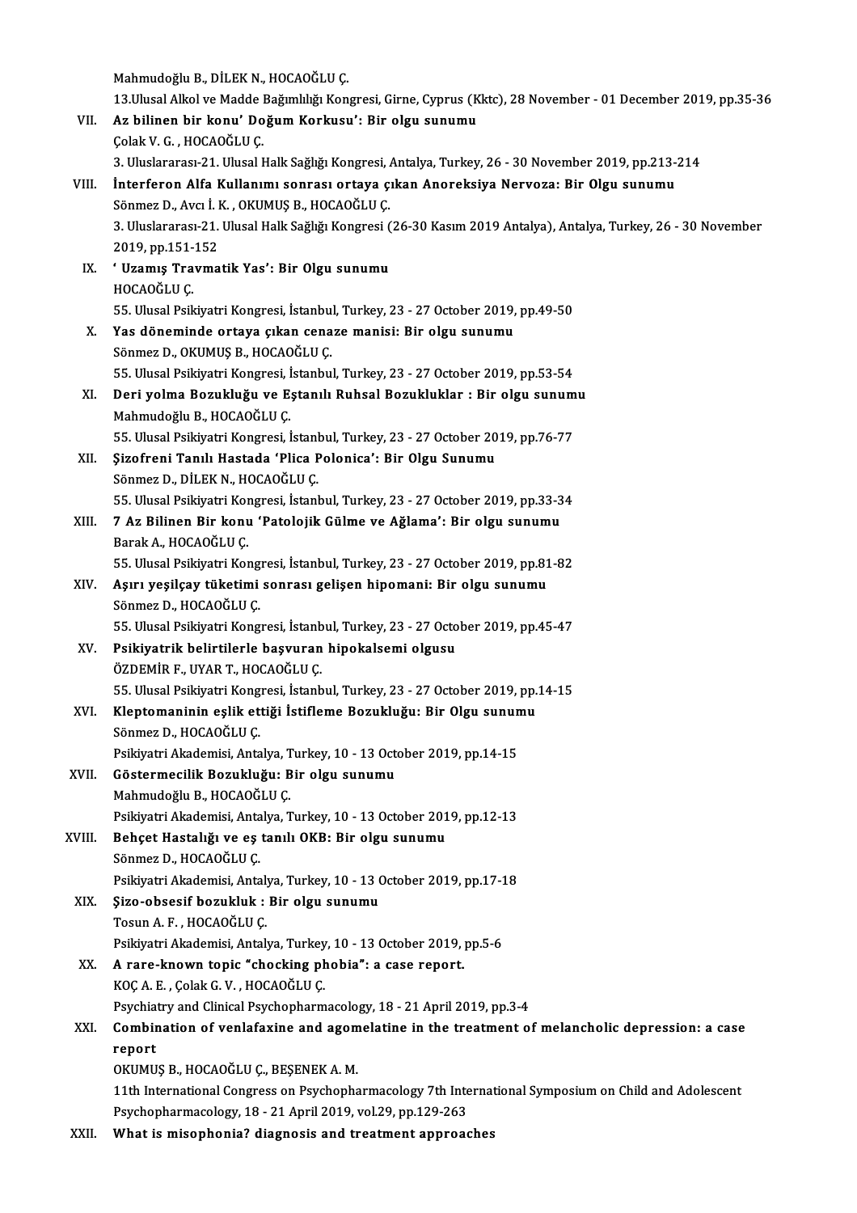Mahmudoğlu B., DİLEK N., HOCAOĞLU Ç.
13.Ulusal Alkol ve Madde Bağımlılığı Kongresi, Girne, Cyprus (Kktc), 28 November - 01 December 2019, pp.35-36

VII. **Az bilinen bir konu' Doğum Korkusu': Bir olgu sunumu**
Çolak V. G. , HOCAOĞLU Ç.
3. Uluslararası-21. Ulusal Halk Sağlığı Kongresi, Antalya, Turkey, 26 - 30 November 2019, pp.213-214

VIII. **İnterferon Alfa Kullanımı sonrası ortaya çıkan Anoreksiya Nervoza: Bir Olgu sunumu**
Sönmez D., Avcı İ. K. , OKUMUŞ B., HOCAOĞLU Ç.
3. Uluslararası-21. Ulusal Halk Sağlığı Kongresi (26-30 Kasım 2019 Antalya), Antalya, Turkey, 26 - 30 November 2019, pp.151-152

IX. **' Uzamış Travmatik Yas': Bir Olgu sunumu**
HOCAOĞLU Ç.
55. Ulusal Psikiyatri Kongresi, İstanbul, Turkey, 23 - 27 October 2019, pp.49-50

X. **Yas döneminde ortaya çıkan cenaze manisi: Bir olgu sunumu**
Sönmez D., OKUMUŞ B., HOCAOĞLU Ç.
55. Ulusal Psikiyatri Kongresi, İstanbul, Turkey, 23 - 27 October 2019, pp.53-54

XI. **Deri yolma Bozukluğu ve Eştanılı Ruhsal Bozukluklar : Bir olgu sunumu**
Mahmudoğlu B., HOCAOĞLU Ç.
55. Ulusal Psikiyatri Kongresi, İstanbul, Turkey, 23 - 27 October 2019, pp.76-77

XII. **Şizofreni Tanılı Hastada 'Plica Polonica': Bir Olgu Sunumu**
Sönmez D., DİLEK N., HOCAOĞLU Ç.
55. Ulusal Psikiyatri Kongresi, İstanbul, Turkey, 23 - 27 October 2019, pp.33-34

XIII. **7 Az Bilinen Bir konu 'Patolojik Gülme ve Ağlama': Bir olgu sunumu**
Barak A., HOCAOĞLU Ç.
55. Ulusal Psikiyatri Kongresi, İstanbul, Turkey, 23 - 27 October 2019, pp.81-82

XIV. **Aşırı yeşilçay tüketimi sonrası gelişen hipomani: Bir olgu sunumu**
Sönmez D., HOCAOĞLU Ç.
55. Ulusal Psikiyatri Kongresi, İstanbul, Turkey, 23 - 27 October 2019, pp.45-47

XV. **Psikiyatrik belirtilerle başvuran hipokalsemi olgusu**
ÖZDEMİR F., UYAR T., HOCAOĞLU Ç.
55. Ulusal Psikiyatri Kongresi, İstanbul, Turkey, 23 - 27 October 2019, pp.14-15

XVI. **Kleptomaninin eşlik ettiği İstifleme Bozukluğu: Bir Olgu sunumu**
Sönmez D., HOCAOĞLU Ç.
Psikiyatri Akademisi, Antalya, Turkey, 10 - 13 October 2019, pp.14-15

XVII. **Göstermecilik Bozukluğu: Bir olgu sunumu**
Mahmudoğlu B., HOCAOĞLU Ç.
Psikiyatri Akademisi, Antalya, Turkey, 10 - 13 October 2019, pp.12-13

XVIII. **Behçet Hastalığı ve eş tanılı OKB: Bir olgu sunumu**
Sönmez D., HOCAOĞLU Ç.
Psikiyatri Akademisi, Antalya, Turkey, 10 - 13 October 2019, pp.17-18

XIX. **Şizo-obsesif bozukluk : Bir olgu sunumu**
Tosun A. F. , HOCAOĞLU Ç.
Psikiyatri Akademisi, Antalya, Turkey, 10 - 13 October 2019, pp.5-6

XX. **A rare-known topic "chocking phobia": a case report.**
KOÇ A. E. , Çolak G. V. , HOCAOĞLU Ç.
Psychiatry and Clinical Psychopharmacology, 18 - 21 April 2019, pp.3-4

XXI. **Combination of venlafaxine and agomelatine in the treatment of melancholic depression: a case report**
OKUMUŞ B., HOCAOĞLU Ç., BEŞENEK A. M.
11th International Congress on Psychopharmacology 7th International Symposium on Child and Adolescent Psychopharmacology, 18 - 21 April 2019, vol.29, pp.129-263

XXII. **What is misophonia? diagnosis and treatment approaches**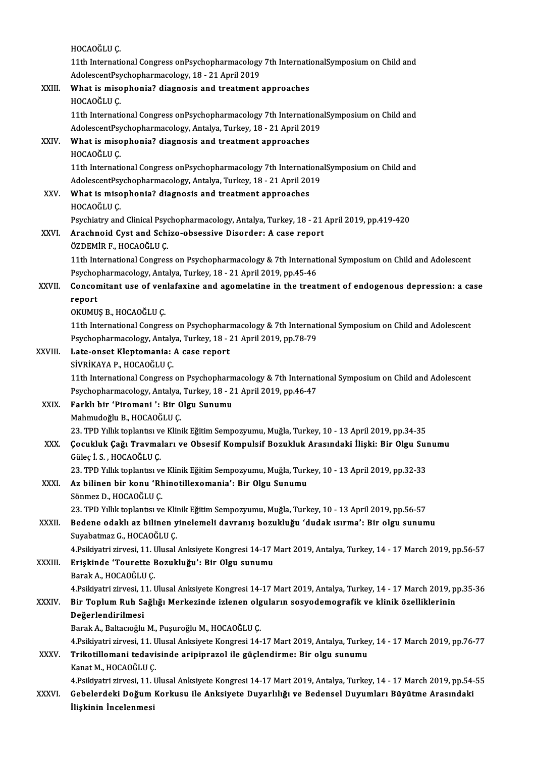HOCAOĞLU Ç.
11th International Congress onPsychopharmacology 7th InternationalSymposium on Child and AdolescentPsychopharmacology, 18 - 21 April 2019

XXIII. **What is misophonia? diagnosis and treatment approaches**
HOCAOĞLU Ç.
11th International Congress onPsychopharmacology 7th InternationalSymposium on Child and AdolescentPsychopharmacology, Antalya, Turkey, 18 - 21 April 2019

XXIV. **What is misophonia? diagnosis and treatment approaches**
HOCAOĞLU Ç.
11th International Congress onPsychopharmacology 7th InternationalSymposium on Child and AdolescentPsychopharmacology, Antalya, Turkey, 18 - 21 April 2019

XXV. **What is misophonia? diagnosis and treatment approaches**
HOCAOĞLU Ç.
Psychiatry and Clinical Psychopharmacology, Antalya, Turkey, 18 - 21 April 2019, pp.419-420

XXVI. **Arachnoid Cyst and Schizo-obsessive Disorder: A case report**
ÖZDEMİR F., HOCAOĞLU Ç.
11th International Congress on Psychopharmacology & 7th International Symposium on Child and Adolescent Psychopharmacology, Antalya, Turkey, 18 - 21 April 2019, pp.45-46

XXVII. **Concomitant use of venlafaxine and agomelatine in the treatment of endogenous depression: a case report**
OKUMUŞ B., HOCAOĞLU Ç.
11th International Congress on Psychopharmacology & 7th International Symposium on Child and Adolescent Psychopharmacology, Antalya, Turkey, 18 - 21 April 2019, pp.78-79

XXVIII. **Late-onset Kleptomania: A case report**
SİVRİKAYA P., HOCAOĞLU Ç.
11th International Congress on Psychopharmacology & 7th International Symposium on Child and Adolescent Psychopharmacology, Antalya, Turkey, 18 - 21 April 2019, pp.46-47

XXIX. **Farklı bir 'Piromani ': Bir Olgu Sunumu**
Mahmudoğlu B., HOCAOĞLU Ç.
23. TPD Yıllık toplantısı ve Klinik Eğitim Sempozyumu, Muğla, Turkey, 10 - 13 April 2019, pp.34-35

XXX. **Çocukluk Çağı Travmaları ve Obsesif Kompulsif Bozukluk Arasındaki İlişki: Bir Olgu Sunumu**
Güleç İ. S. , HOCAOĞLU Ç.
23. TPD Yıllık toplantısı ve Klinik Eğitim Sempozyumu, Muğla, Turkey, 10 - 13 April 2019, pp.32-33

XXXI. **Az bilinen bir konu 'Rhinotillexomania': Bir Olgu Sunumu**
Sönmez D., HOCAOĞLU Ç.
23. TPD Yıllık toplantısı ve Klinik Eğitim Sempozyumu, Muğla, Turkey, 10 - 13 April 2019, pp.56-57

XXXII. **Bedene odaklı az bilinen yinelemeli davranış bozukluğu 'dudak ısırma': Bir olgu sunumu**
Suyabatmaz G., HOCAOĞLU Ç.
4.Psikiyatri zirvesi, 11. Ulusal Anksiyete Kongresi 14-17 Mart 2019, Antalya, Turkey, 14 - 17 March 2019, pp.56-57

XXXIII. **Erişkinde 'Tourette Bozukluğu': Bir Olgu sunumu**
Barak A., HOCAOĞLU Ç.
4.Psikiyatri zirvesi, 11. Ulusal Anksiyete Kongresi 14-17 Mart 2019, Antalya, Turkey, 14 - 17 March 2019, pp.35-36

XXXIV. **Bir Toplum Ruh Sağlığı Merkezinde izlenen olguların sosyodemografik ve klinik özelliklerinin Değerlendirilmesi**
Barak A., Baltacıoğlu M., Puşuroğlu M., HOCAOĞLU Ç.
4.Psikiyatri zirvesi, 11. Ulusal Anksiyete Kongresi 14-17 Mart 2019, Antalya, Turkey, 14 - 17 March 2019, pp.76-77

XXXV. **Trikotillomani tedavisinde aripiprazol ile güçlendirme: Bir olgu sunumu**
Kanat M., HOCAOĞLU Ç.
4.Psikiyatri zirvesi, 11. Ulusal Anksiyete Kongresi 14-17 Mart 2019, Antalya, Turkey, 14 - 17 March 2019, pp.54-55

XXXVI. **Gebelerdeki Doğum Korkusu ile Anksiyete Duyarlılığı ve Bedensel Duyumları Büyütme Arasındaki İlişkinin İncelenmesi**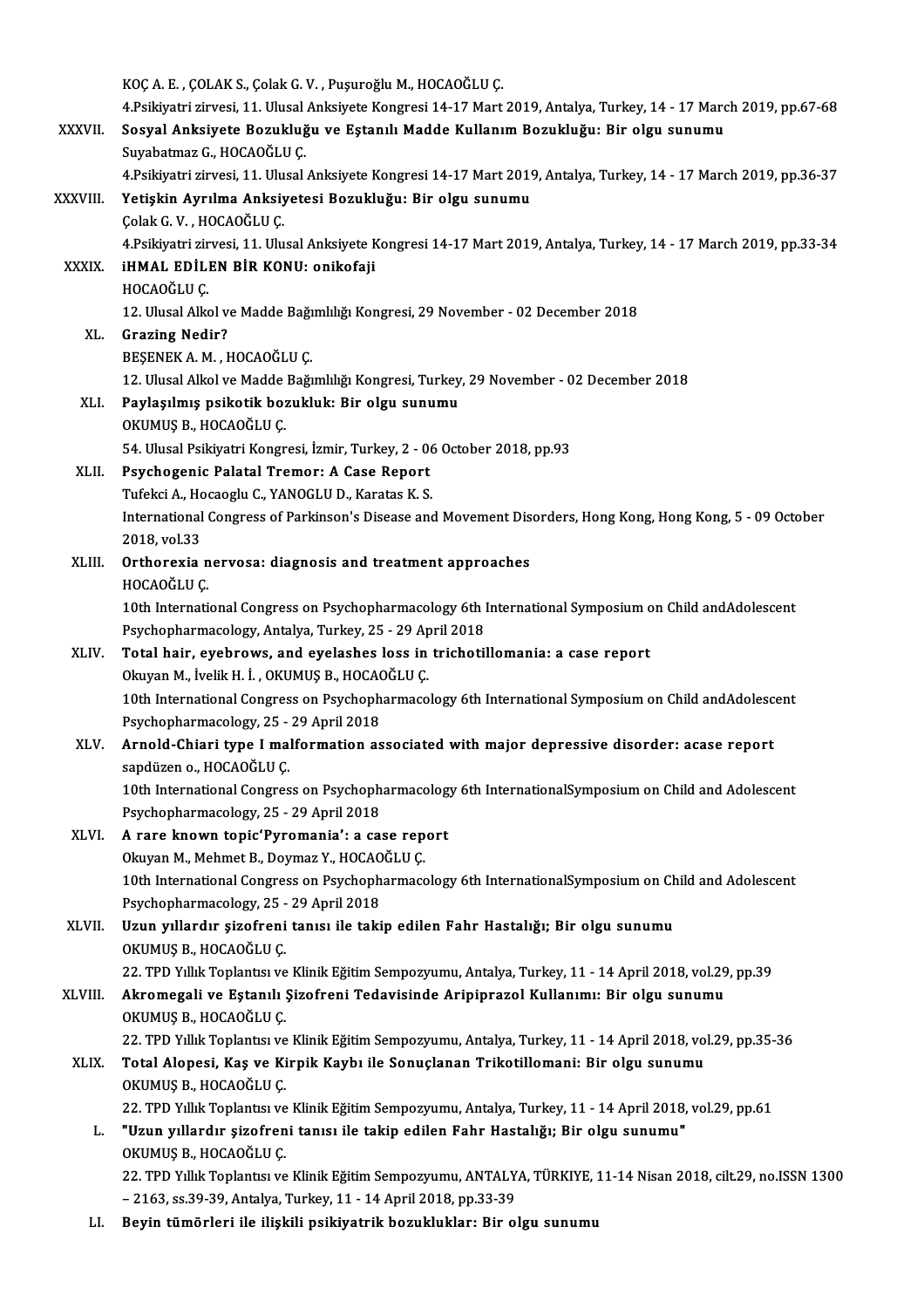KOÇ A. E. , ÇOLAK S., Çolak G. V. , Puşuroğlu M., HOCAOĞLU Ç.
4.Psikiyatri zirvesi, 11. Ulusal Anksiyete Kongresi 14-17 Mart 2019, Antalya, Turkey, 14 - 17 March 2019, pp.67-68

XXXVII. **Sosyal Anksiyete Bozukluğu ve Eştanılı Madde Kullanım Bozukluğu: Bir olgu sunumu**
Suyabatmaz G., HOCAOĞLU Ç.
4.Psikiyatri zirvesi, 11. Ulusal Anksiyete Kongresi 14-17 Mart 2019, Antalya, Turkey, 14 - 17 March 2019, pp.36-37

XXXVIII. **Yetişkin Ayrılma Anksiyetesi Bozukluğu: Bir olgu sunumu**
Çolak G. V. , HOCAOĞLU Ç.
4.Psikiyatri zirvesi, 11. Ulusal Anksiyete Kongresi 14-17 Mart 2019, Antalya, Turkey, 14 - 17 March 2019, pp.33-34

XXXIX. **iHMAL EDİLEN BİR KONU: onikofaji**
HOCAOĞLU Ç.
12. Ulusal Alkol ve Madde Bağımlılığı Kongresi, 29 November - 02 December 2018

XL. **Grazing Nedir?**
BEŞENEK A. M. , HOCAOĞLU Ç.
12. Ulusal Alkol ve Madde Bağımlılığı Kongresi, Turkey, 29 November - 02 December 2018

XLI. **Paylaşılmış psikotik bozukluk: Bir olgu sunumu**
OKUMUŞ B., HOCAOĞLU Ç.
54. Ulusal Psikiyatri Kongresi, İzmir, Turkey, 2 - 06 October 2018, pp.93

XLII. **Psychogenic Palatal Tremor: A Case Report**
Tufekci A., Hocaoglu C., YANOGLU D., Karatas K. S.
International Congress of Parkinson's Disease and Movement Disorders, Hong Kong, Hong Kong, 5 - 09 October 2018, vol.33

XLIII. **Orthorexia nervosa: diagnosis and treatment approaches**
HOCAOĞLU Ç.
10th International Congress on Psychopharmacology 6th International Symposium on Child andAdolescent Psychopharmacology, Antalya, Turkey, 25 - 29 April 2018

XLIV. **Total hair, eyebrows, and eyelashes loss in trichotillomania: a case report**
Okuyan M., İvelik H. İ. , OKUMUŞ B., HOCAOĞLU Ç.
10th International Congress on Psychopharmacology 6th International Symposium on Child andAdolescent Psychopharmacology, 25 - 29 April 2018

XLV. **Arnold-Chiari type I malformation associated with major depressive disorder: acase report**
sapdüzen o., HOCAOĞLU Ç.
10th International Congress on Psychopharmacology 6th InternationalSymposium on Child and Adolescent Psychopharmacology, 25 - 29 April 2018

XLVI. **A rare known topic'Pyromania': a case report**
Okuyan M., Mehmet B., Doymaz Y., HOCAOĞLU Ç.
10th International Congress on Psychopharmacology 6th InternationalSymposium on Child and Adolescent Psychopharmacology, 25 - 29 April 2018

XLVII. **Uzun yıllardır şizofreni tanısı ile takip edilen Fahr Hastalığı; Bir olgu sunumu**
OKUMUŞ B., HOCAOĞLU Ç.
22. TPD Yıllık Toplantısı ve Klinik Eğitim Sempozyumu, Antalya, Turkey, 11 - 14 April 2018, vol.29, pp.39

XLVIII. **Akromegali ve Eştanılı Şizofreni Tedavisinde Aripiprazol Kullanımı: Bir olgu sunumu**
OKUMUŞ B., HOCAOĞLU Ç.
22. TPD Yıllık Toplantısı ve Klinik Eğitim Sempozyumu, Antalya, Turkey, 11 - 14 April 2018, vol.29, pp.35-36

XLIX. **Total Alopesi, Kaş ve Kirpik Kaybı ile Sonuçlanan Trikotillomani: Bir olgu sunumu**
OKUMUŞ B., HOCAOĞLU Ç.
22. TPD Yıllık Toplantısı ve Klinik Eğitim Sempozyumu, Antalya, Turkey, 11 - 14 April 2018, vol.29, pp.61

L. **"Uzun yıllardır şizofreni tanısı ile takip edilen Fahr Hastalığı; Bir olgu sunumu"**
OKUMUŞ B., HOCAOĞLU Ç.
22. TPD Yıllık Toplantısı ve Klinik Eğitim Sempozyumu, ANTALYA, TÜRKIYE, 11-14 Nisan 2018, cilt.29, no.ISSN 1300 – 2163, ss.39-39, Antalya, Turkey, 11 - 14 April 2018, pp.33-39

LI. **Beyin tümörleri ile ilişkili psikiyatrik bozukluklar: Bir olgu sunumu**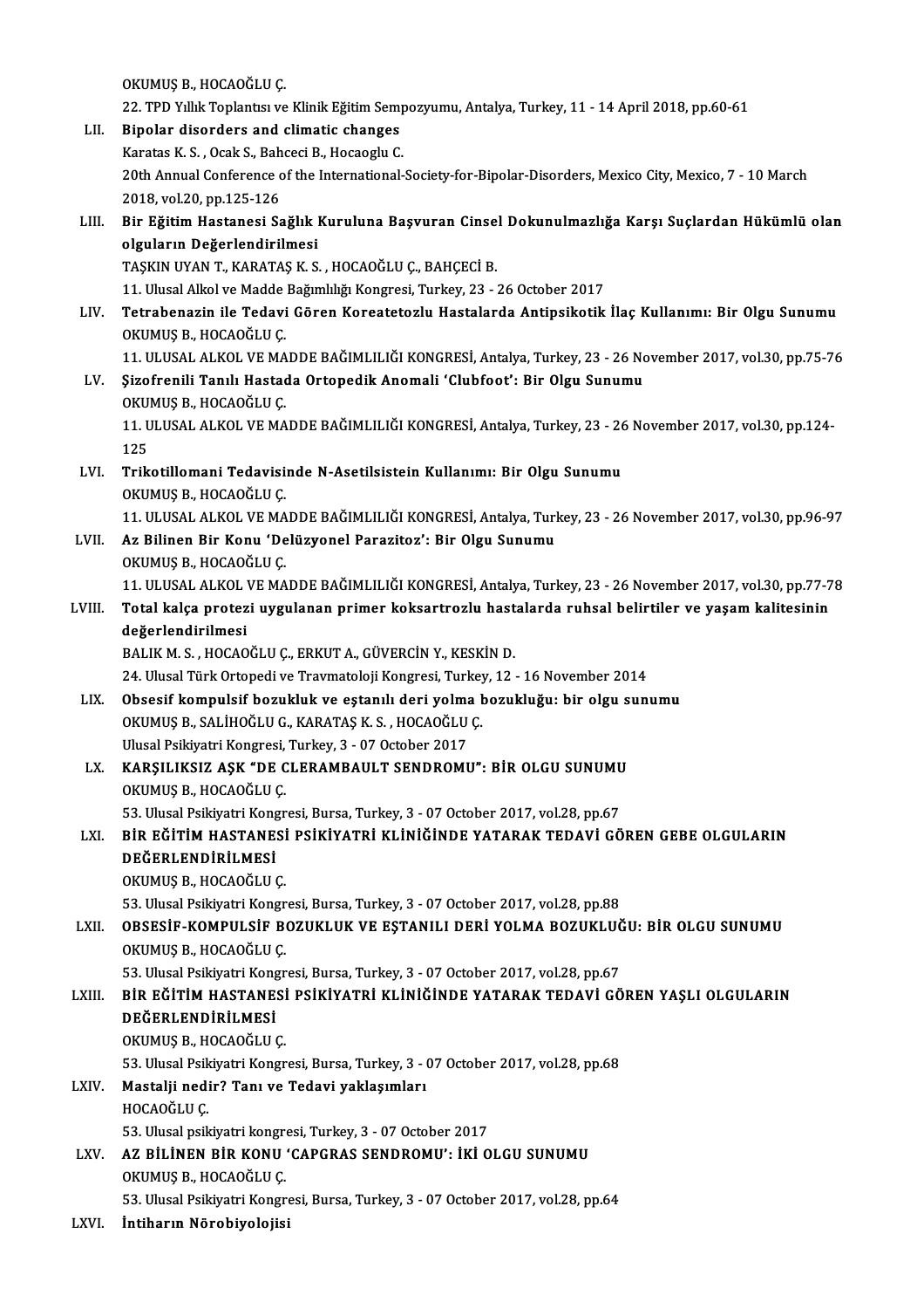OKUMUŞ B., HOCAOĞLU Ç.
22. TPD Yıllık Toplantısı ve Klinik Eğitim Sempozyumu, Antalya, Turkey, 11 - 14 April 2018, pp.60-61

LII. **Bipolar disorders and climatic changes**
Karatas K. S. , Ocak S., Bahceci B., Hocaoglu C.
20th Annual Conference of the International-Society-for-Bipolar-Disorders, Mexico City, Mexico, 7 - 10 March 2018, vol.20, pp.125-126

LIII. **Bir Eğitim Hastanesi Sağlık Kuruluna Başvuran Cinsel Dokunulmazlığa Karşı Suçlardan Hükümlü olan olguların Değerlendirilmesi**
TAŞKIN UYAN T., KARATAŞ K. S. , HOCAOĞLU Ç., BAHÇECİ B.
11. Ulusal Alkol ve Madde Bağımlılığı Kongresi, Turkey, 23 - 26 October 2017

LIV. **Tetrabenazin ile Tedavi Gören Koreatetozlu Hastalarda Antipsikotik İlaç Kullanımı: Bir Olgu Sunumu**
OKUMUŞ B., HOCAOĞLU Ç.
11. ULUSAL ALKOL VE MADDE BAĞIMLILIĞI KONGRESİ, Antalya, Turkey, 23 - 26 November 2017, vol.30, pp.75-76

LV. **Şizofrenili Tanılı Hastada Ortopedik Anomali 'Clubfoot': Bir Olgu Sunumu**
OKUMUŞ B., HOCAOĞLU Ç.
11. ULUSAL ALKOL VE MADDE BAĞIMLILIĞI KONGRESİ, Antalya, Turkey, 23 - 26 November 2017, vol.30, pp.124-125

LVI. **Trikotillomani Tedavisinde N-Asetilsistein Kullanımı: Bir Olgu Sunumu**
OKUMUŞ B., HOCAOĞLU Ç.
11. ULUSAL ALKOL VE MADDE BAĞIMLILIĞI KONGRESİ, Antalya, Turkey, 23 - 26 November 2017, vol.30, pp.96-97

LVII. **Az Bilinen Bir Konu 'Delüzyonel Parazitoz': Bir Olgu Sunumu**
OKUMUŞ B., HOCAOĞLU Ç.
11. ULUSAL ALKOL VE MADDE BAĞIMLILIĞI KONGRESİ, Antalya, Turkey, 23 - 26 November 2017, vol.30, pp.77-78

LVIII. **Total kalça protezi uygulanan primer koksartrozlu hastalarda ruhsal belirtiler ve yaşam kalitesinin değerlendirilmesi**
BALIK M. S. , HOCAOĞLU Ç., ERKUT A., GÜVERCİN Y., KESKİN D.
24. Ulusal Türk Ortopedi ve Travmatoloji Kongresi, Turkey, 12 - 16 November 2014

LIX. **Obsesif kompulsif bozukluk ve eştanılı deri yolma bozukluğu: bir olgu sunumu**
OKUMUŞ B., SALİHOĞLU G., KARATAŞ K. S. , HOCAOĞLU Ç.
Ulusal Psikiyatri Kongresi, Turkey, 3 - 07 October 2017

LX. **KARŞILIKSIZ AŞK "DE CLERAMBAULT SENDROMU": BİR OLGU SUNUMU**
OKUMUŞ B., HOCAOĞLU Ç.
53. Ulusal Psikiyatri Kongresi, Bursa, Turkey, 3 - 07 October 2017, vol.28, pp.67

LXI. **BİR EĞİTİM HASTANESİ PSİKİYATRİ KLİNİĞİNDE YATARAK TEDAVİ GÖREN GEBE OLGULARIN DEĞERLENDİRİLMESİ**
OKUMUŞ B., HOCAOĞLU Ç.
53. Ulusal Psikiyatri Kongresi, Bursa, Turkey, 3 - 07 October 2017, vol.28, pp.88

LXII. **OBSESİF-KOMPULSİF BOZUKLUK VE EŞTANILI DERİ YOLMA BOZUKLUĞU: BİR OLGU SUNUMU**
OKUMUŞ B., HOCAOĞLU Ç.
53. Ulusal Psikiyatri Kongresi, Bursa, Turkey, 3 - 07 October 2017, vol.28, pp.67

LXIII. **BİR EĞİTİM HASTANESİ PSİKİYATRİ KLİNİĞİNDE YATARAK TEDAVİ GÖREN YAŞLI OLGULARIN DEĞERLENDİRİLMESİ**
OKUMUŞ B., HOCAOĞLU Ç.
53. Ulusal Psikiyatri Kongresi, Bursa, Turkey, 3 - 07 October 2017, vol.28, pp.68

LXIV. **Mastalji nedir? Tanı ve Tedavi yaklaşımları**
HOCAOĞLU Ç.
53. Ulusal psikiyatri kongresi, Turkey, 3 - 07 October 2017

LXV. **AZ BİLİNEN BİR KONU 'CAPGRAS SENDROMU': İKİ OLGU SUNUMU**
OKUMUŞ B., HOCAOĞLU Ç.
53. Ulusal Psikiyatri Kongresi, Bursa, Turkey, 3 - 07 October 2017, vol.28, pp.64

LXVI. **İntiharın Nörobiyolojisi**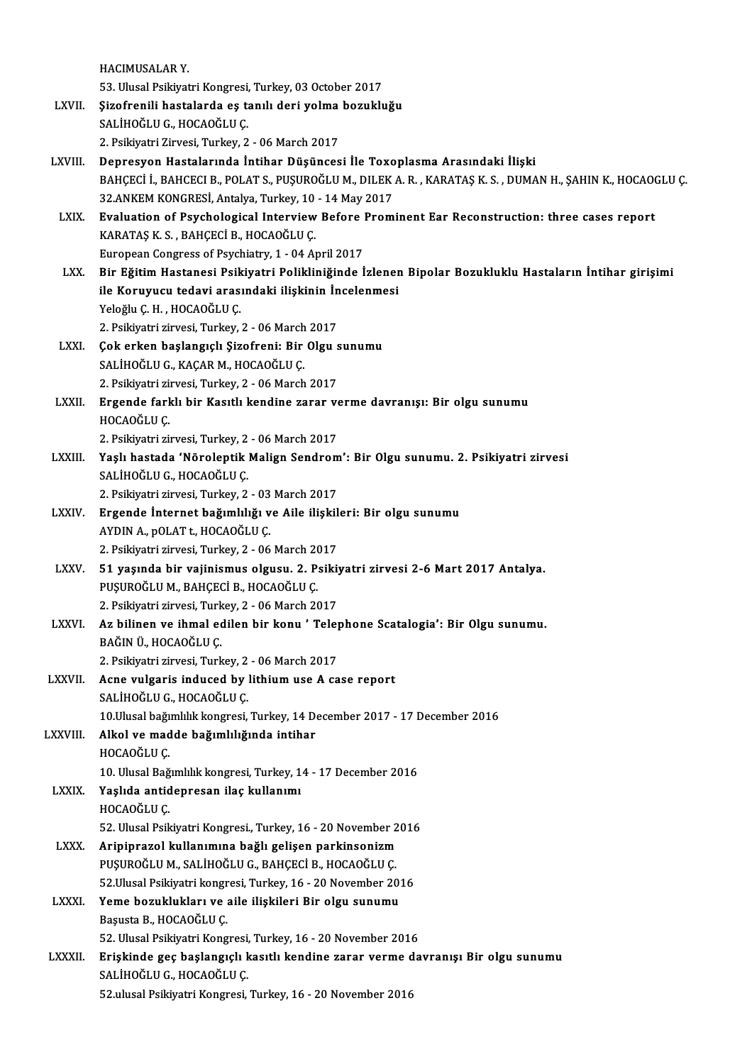HACIMUSALAR Y.
53. Ulusal Psikiyatri Kongresi, Turkey, 03 October 2017

LXVII. **Şizofrenili hastalarda eş tanılı deri yolma bozukluğu**
SALİHOĞLU G., HOCAOĞLU Ç.
2. Psikiyatri Zirvesi, Turkey, 2 - 06 March 2017

LXVIII. **Depresyon Hastalarında İntihar Düşüncesi İle Toxoplasma Arasındaki İlişki**
BAHÇECİ İ., BAHCECI B., POLAT S., PUŞUROĞLU M., DILEK A. R. , KARATAŞ K. S. , DUMAN H., ŞAHIN K., HOCAOGLU Ç.
32.ANKEM KONGRESİ, Antalya, Turkey, 10 - 14 May 2017

LXIX. **Evaluation of Psychological Interview Before Prominent Ear Reconstruction: three cases report**
KARATAŞ K. S. , BAHÇECİ B., HOCAOĞLU Ç.
European Congress of Psychiatry, 1 - 04 April 2017

LXX. **Bir Eğitim Hastanesi Psikiyatri Polikliniğinde İzlenen Bipolar Bozukluklu Hastaların İntihar girişimi ile Koruyucu tedavi arasındaki ilişkinin İncelenmesi**
Yeloğlu Ç. H. , HOCAOĞLU Ç.
2. Psikiyatri zirvesi, Turkey, 2 - 06 March 2017

LXXI. **Çok erken başlangıçlı Şizofreni: Bir Olgu sunumu**
SALİHOĞLU G., KAÇAR M., HOCAOĞLU Ç.
2. Psikiyatri zirvesi, Turkey, 2 - 06 March 2017

LXXII. **Ergende farklı bir Kasıtlı kendine zarar verme davranışı: Bir olgu sunumu**
HOCAOĞLU Ç.
2. Psikiyatri zirvesi, Turkey, 2 - 06 March 2017

LXXIII. **Yaşlı hastada 'Nöroleptik Malign Sendrom': Bir Olgu sunumu. 2. Psikiyatri zirvesi**
SALİHOĞLU G., HOCAOĞLU Ç.
2. Psikiyatri zirvesi, Turkey, 2 - 03 March 2017

LXXIV. **Ergende İnternet bağımlılığı ve Aile ilişkileri: Bir olgu sunumu**
AYDIN A., pOLAT t., HOCAOĞLU Ç.
2. Psikiyatri zirvesi, Turkey, 2 - 06 March 2017

LXXV. **51 yaşında bir vajinismus olgusu. 2. Psikiyatri zirvesi 2-6 Mart 2017 Antalya.**
PUŞUROĞLU M., BAHÇECİ B., HOCAOĞLU Ç.
2. Psikiyatri zirvesi, Turkey, 2 - 06 March 2017

LXXVI. **Az bilinen ve ihmal edilen bir konu ' Telephone Scatalogia': Bir Olgu sunumu.**
BAĞIN Ü., HOCAOĞLU Ç.
2. Psikiyatri zirvesi, Turkey, 2 - 06 March 2017

LXXVII. **Acne vulgaris induced by lithium use A case report**
SALİHOĞLU G., HOCAOĞLU Ç.
10.Ulusal bağımlılık kongresi, Turkey, 14 December 2017 - 17 December 2016

LXXVIII. **Alkol ve madde bağımlılığında intihar**
HOCAOĞLU Ç.
10. Ulusal Bağımlılık kongresi, Turkey, 14 - 17 December 2016

LXXIX. **Yaşlıda antidepresan ilaç kullanımı**
HOCAOĞLU Ç.
52. Ulusal Psikiyatri Kongresi., Turkey, 16 - 20 November 2016

LXXX. **Aripiprazol kullanımına bağlı gelişen parkinsonizm**
PUŞUROĞLU M., SALİHOĞLU G., BAHÇECİ B., HOCAOĞLU Ç.
52.Ulusal Psikiyatri kongresi, Turkey, 16 - 20 November 2016

LXXXI. **Yeme bozuklukları ve aile ilişkileri Bir olgu sunumu**
Başusta B., HOCAOĞLU Ç.
52. Ulusal Psikiyatri Kongresi, Turkey, 16 - 20 November 2016

LXXXII. **Erişkinde geç başlangıçlı kasıtlı kendine zarar verme davranışı Bir olgu sunumu**
SALİHOĞLU G., HOCAOĞLU Ç.
52.ulusal Psikiyatri Kongresi, Turkey, 16 - 20 November 2016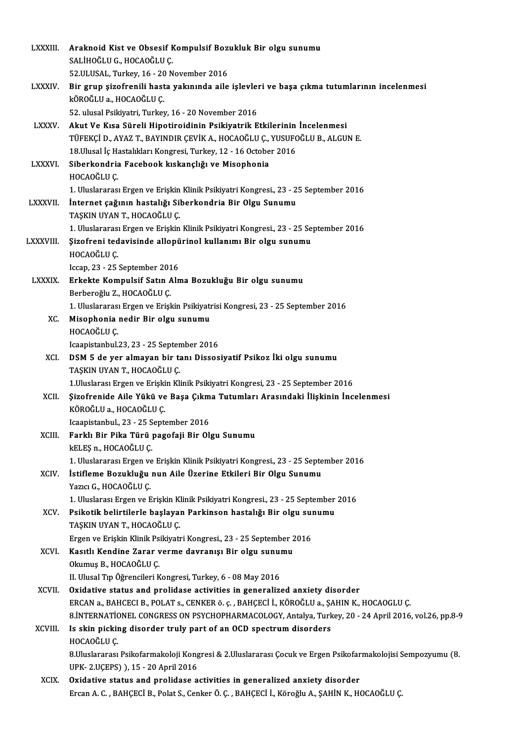LXXXIII. **Araknoid Kist ve Obsesif Kompulsif Bozukluk Bir olgu sunumu**
SALİHOĞLU G., HOCAOĞLU Ç.
52.ULUSAL, Turkey, 16 - 20 November 2016

LXXXIV. **Bir grup şizofrenili hasta yakınında aile işlevleri ve başa çıkma tutumlarının incelenmesi**
kÖROĞLU a., HOCAOĞLU Ç.
52. ulusal Psikiyatri, Turkey, 16 - 20 November 2016

LXXXV. **Akut Ve Kısa Süreli Hipotiroidinin Psikiyatrik Etkilerinin İncelenmesi**
TÜFEKÇİ D., AYAZ T., BAYINDIR ÇEVİK A., HOCAOĞLU Ç., YUSUFOĞLU B., ALGUN E.
18.Ulusal İç Hastalıkları Kongresi, Turkey, 12 - 16 October 2016

LXXXVI. **Siberkondria Facebook kıskançlığı ve Misophonia**
HOCAOĞLU Ç.
1. Uluslararası Ergen ve Erişkin Klinik Psikiyatri Kongresi., 23 - 25 September 2016

LXXXVII. **İnternet çağının hastalığı Siberkondria Bir Olgu Sunumu**
TAŞKIN UYAN T., HOCAOĞLU Ç.
1. Uluslararası Ergen ve Erişkin Klinik Psikiyatri Kongresi., 23 - 25 September 2016

LXXXVIII. **Şizofreni tedavisinde allopürinol kullanımı Bir olgu sunumu**
HOCAOĞLU Ç.
Iccap, 23 - 25 September 2016

LXXXIX. **Erkekte Kompulsif Satın Alma Bozukluğu Bir olgu sunumu**
Berberoğlu Z., HOCAOĞLU Ç.
1. Uluslararası Ergen ve Erişkin Psikiyatrisi Kongresi, 23 - 25 September 2016

XC. **Misophonia nedir Bir olgu sunumu**
HOCAOĞLU Ç.
Icaapistanbul.23, 23 - 25 September 2016

XCI. **DSM 5 de yer almayan bir tanı Dissosiyatif Psikoz İki olgu sunumu**
TAŞKIN UYAN T., HOCAOĞLU Ç.
1.Uluslarası Ergen ve Erişkin Klinik Psikiyatri Kongresi, 23 - 25 September 2016

XCII. **Şizofrenide Aile Yükü ve Başa Çıkma Tutumları Arasındaki İlişkinin İncelenmesi**
KÖROĞLU a., HOCAOĞLU Ç.
Icaapistanbul., 23 - 25 September 2016

XCIII. **Farklı Bir Pika Türü pagofaji Bir Olgu Sunumu**
kELEŞ n., HOCAOĞLU Ç.
1. Uluslararası Ergen ve Erişkin Klinik Psikiyatri Kongresi., 23 - 25 September 2016

XCIV. **İstifleme Bozukluğu nun Aile Üzerine Etkileri Bir Olgu Sunumu**
Yazıcı G., HOCAOĞLU Ç.
1. Uluslarası Ergen ve Erişkin Klinik Psikiyatri Kongresi., 23 - 25 September 2016

XCV. **Psikotik belirtilerle başlayan Parkinson hastalığı Bir olgu sunumu**
TAŞKIN UYAN T., HOCAOĞLU Ç.
Ergen ve Erişkin Klinik Psikiyatri Kongresi., 23 - 25 September 2016

XCVI. **Kasıtlı Kendine Zarar verme davranışı Bir olgu sunumu**
Okumuş B., HOCAOĞLU Ç.
II. Ulusal Tıp Öğrencileri Kongresi, Turkey, 6 - 08 May 2016

XCVII. **Oxidative status and prolidase activities in generalized anxiety disorder**
ERCAN a., BAHCECI B., POLAT s., CENKER ö. ç. , BAHÇECİ İ., KÖROĞLU a., ŞAHIN K., HOCAOGLU Ç.
8.İNTERNATİONEL CONGRESS ON PSYCHOPHARMACOLOGY, Antalya, Turkey, 20 - 24 April 2016, vol.26, pp.8-9

XCVIII. **Is skin picking disorder truly part of an OCD spectrum disorders**
HOCAOĞLU Ç.
8.Uluslararası Psikofarmakoloji Kongresi & 2.Uluslararası Çocuk ve Ergen Psikofarmakolojisi Sempozyumu (8. UPK- 2.UÇEPS) ), 15 - 20 April 2016

XCIX. **Oxidative status and prolidase activities in generalized anxiety disorder**
Ercan A. C. , BAHÇECİ B., Polat S., Cenker Ö. Ç. , BAHÇECİ İ., Köroğlu A., ŞAHİN K., HOCAOĞLU Ç.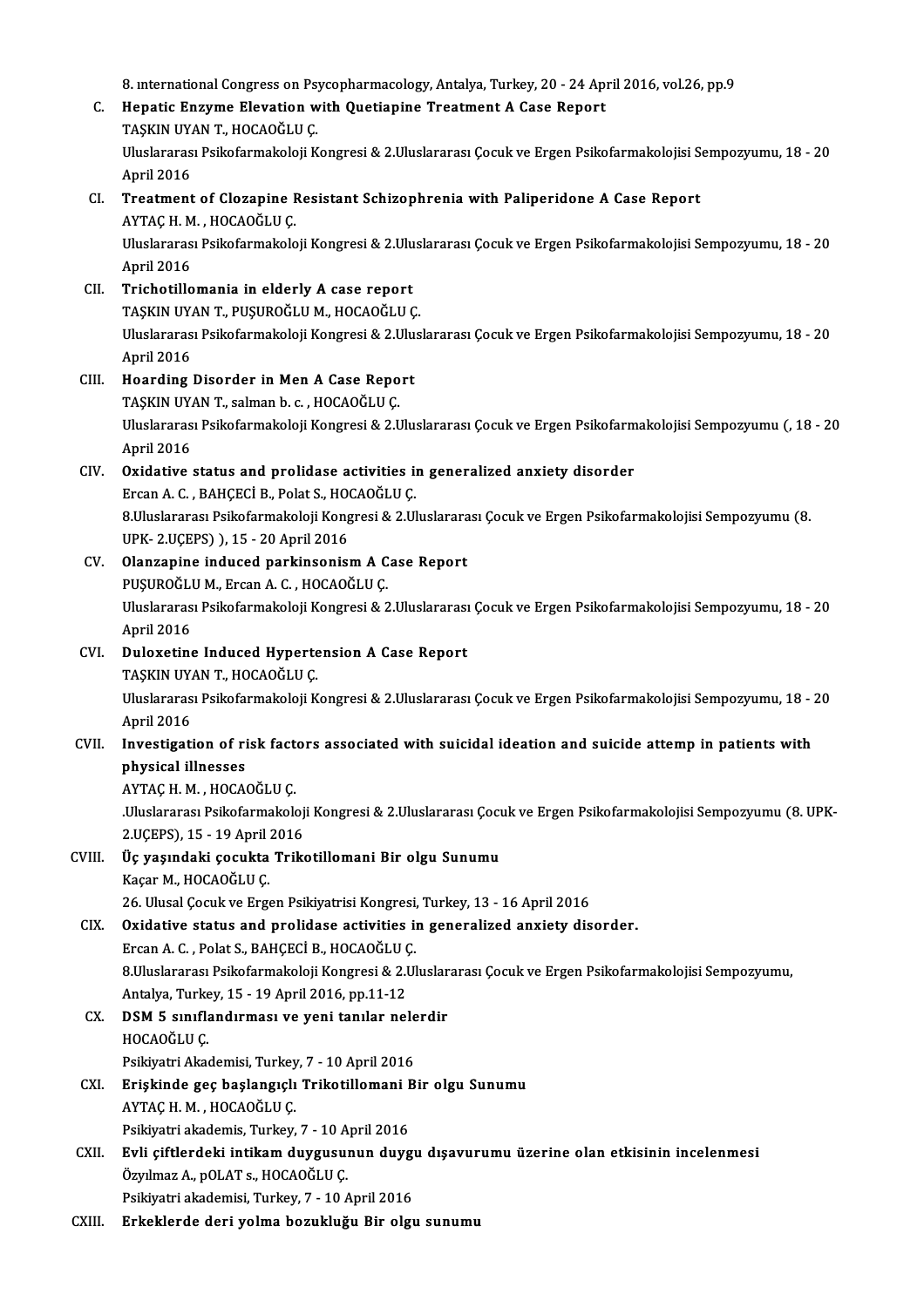8. ınternational Congress on Psycopharmacology, Antalya, Turkey, 20 - 24 April 2016, vol.26, pp.9

C. **Hepatic Enzyme Elevation with Quetiapine Treatment A Case Report**
TAŞKIN UYAN T., HOCAOĞLU Ç.
Uluslararası Psikofarmakoloji Kongresi & 2.Uluslararası Çocuk ve Ergen Psikofarmakolojisi Sempozyumu, 18 - 20 April 2016

CI. **Treatment of Clozapine Resistant Schizophrenia with Paliperidone A Case Report**
AYTAÇ H. M. , HOCAOĞLU Ç.
Uluslararası Psikofarmakoloji Kongresi & 2.Uluslararası Çocuk ve Ergen Psikofarmakolojisi Sempozyumu, 18 - 20 April 2016

CII. **Trichotillomania in elderly A case report**
TAŞKIN UYAN T., PUŞUROĞLU M., HOCAOĞLU Ç.
Uluslararası Psikofarmakoloji Kongresi & 2.Uluslararası Çocuk ve Ergen Psikofarmakolojisi Sempozyumu, 18 - 20 April 2016

CIII. **Hoarding Disorder in Men A Case Report**
TAŞKIN UYAN T., salman b. c. , HOCAOĞLU Ç.
Uluslararası Psikofarmakoloji Kongresi & 2.Uluslararası Çocuk ve Ergen Psikofarmakolojisi Sempozyumu (, 18 - 20 April 2016

CIV. **Oxidative status and prolidase activities in generalized anxiety disorder**
Ercan A. C. , BAHÇECİ B., Polat S., HOCAOĞLU Ç.
8.Uluslararası Psikofarmakoloji Kongresi & 2.Uluslararası Çocuk ve Ergen Psikofarmakolojisi Sempozyumu (8. UPK- 2.UÇEPS) ), 15 - 20 April 2016

CV. **Olanzapine induced parkinsonism A Case Report**
PUŞUROĞLU M., Ercan A. C. , HOCAOĞLU Ç.
Uluslararası Psikofarmakoloji Kongresi & 2.Uluslararası Çocuk ve Ergen Psikofarmakolojisi Sempozyumu, 18 - 20 April 2016

CVI. **Duloxetine Induced Hypertension A Case Report**
TAŞKIN UYAN T., HOCAOĞLU Ç.
Uluslararası Psikofarmakoloji Kongresi & 2.Uluslararası Çocuk ve Ergen Psikofarmakolojisi Sempozyumu, 18 - 20 April 2016

CVII. **Investigation of risk factors associated with suicidal ideation and suicide attemp in patients with physical illnesses**
AYTAÇ H. M. , HOCAOĞLU Ç.
.Uluslararası Psikofarmakoloji Kongresi & 2.Uluslararası Çocuk ve Ergen Psikofarmakolojisi Sempozyumu (8. UPK- 2.UÇEPS), 15 - 19 April 2016

CVIII. **Üç yaşındaki çocukta Trikotillomani Bir olgu Sunumu**
Kaçar M., HOCAOĞLU Ç.
26. Ulusal Çocuk ve Ergen Psikiyatrisi Kongresi, Turkey, 13 - 16 April 2016

CIX. **Oxidative status and prolidase activities in generalized anxiety disorder.**
Ercan A. C. , Polat S., BAHÇECİ B., HOCAOĞLU Ç.
8.Uluslararası Psikofarmakoloji Kongresi & 2.Uluslararası Çocuk ve Ergen Psikofarmakolojisi Sempozyumu, Antalya, Turkey, 15 - 19 April 2016, pp.11-12

CX. **DSM 5 sınıflandırması ve yeni tanılar nelerdir**
HOCAOĞLU Ç.
Psikiyatri Akademisi, Turkey, 7 - 10 April 2016

CXI. **Erişkinde geç başlangıçlı Trikotillomani Bir olgu Sunumu**
AYTAÇ H. M. , HOCAOĞLU Ç.
Psikiyatri akademis, Turkey, 7 - 10 April 2016

CXII. **Evli çiftlerdeki intikam duygusunun duygu dışavurumu üzerine olan etkisinin incelenmesi**
Özyılmaz A., pOLAT s., HOCAOĞLU Ç.
Psikiyatri akademisi, Turkey, 7 - 10 April 2016

CXIII. **Erkeklerde deri yolma bozukluğu Bir olgu sunumu**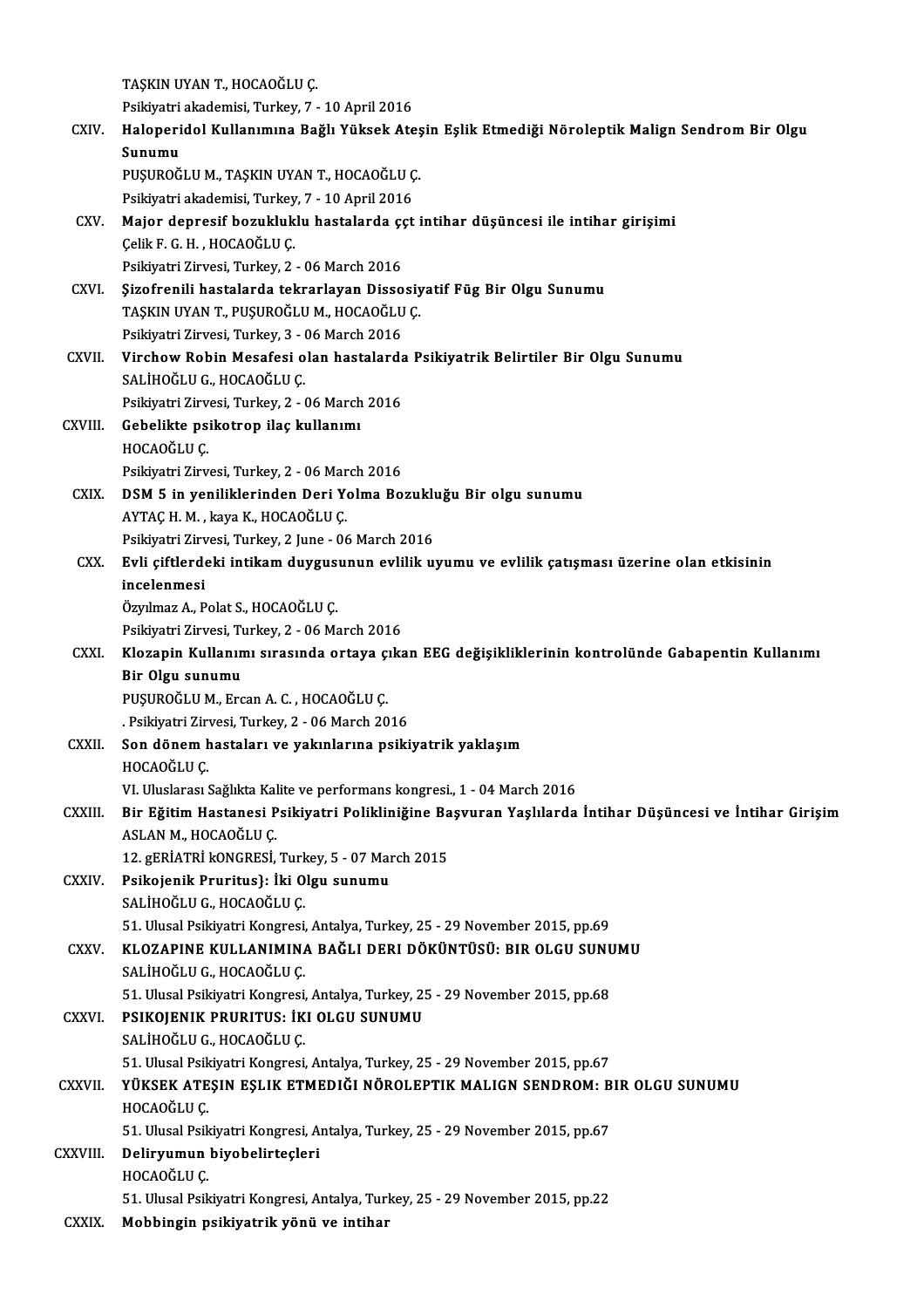TAŞKIN UYAN T., HOCAOĞLU Ç.
Psikiyatri akademisi, Turkey, 7 - 10 April 2016

CXIV. **Haloperidol Kullanımına Bağlı Yüksek Ateşin Eşlik Etmediği Nöroleptik Malign Sendrom Bir Olgu Sunumu**
PUŞUROĞLU M., TAŞKIN UYAN T., HOCAOĞLU Ç.
Psikiyatri akademisi, Turkey, 7 - 10 April 2016

CXV. **Major depresif bozukluklu hastalarda ççt intihar düşüncesi ile intihar girişimi**
Çelik F. G. H. , HOCAOĞLU Ç.
Psikiyatri Zirvesi, Turkey, 2 - 06 March 2016

CXVI. **Şizofrenili hastalarda tekrarlayan Dissosiyatif Füg Bir Olgu Sunumu**
TAŞKIN UYAN T., PUŞUROĞLU M., HOCAOĞLU Ç.
Psikiyatri Zirvesi, Turkey, 3 - 06 March 2016

CXVII. **Virchow Robin Mesafesi olan hastalarda Psikiyatrik Belirtiler Bir Olgu Sunumu**
SALİHOĞLU G., HOCAOĞLU Ç.
Psikiyatri Zirvesi, Turkey, 2 - 06 March 2016

CXVIII. **Gebelikte psikotrop ilaç kullanımı**
HOCAOĞLU Ç.
Psikiyatri Zirvesi, Turkey, 2 - 06 March 2016

CXIX. **DSM 5 in yeniliklerinden Deri Yolma Bozukluğu Bir olgu sunumu**
AYTAÇ H. M. , kaya K., HOCAOĞLU Ç.
Psikiyatri Zirvesi, Turkey, 2 June - 06 March 2016

CXX. **Evli çiftlerdeki intikam duygusunun evlilik uyumu ve evlilik çatışması üzerine olan etkisinin incelenmesi**
Özyılmaz A., Polat S., HOCAOĞLU Ç.
Psikiyatri Zirvesi, Turkey, 2 - 06 March 2016

CXXI. **Klozapin Kullanımı sırasında ortaya çıkan EEG değişikliklerinin kontrolünde Gabapentin Kullanımı Bir Olgu sunumu**
PUŞUROĞLU M., Ercan A. C. , HOCAOĞLU Ç.
. Psikiyatri Zirvesi, Turkey, 2 - 06 March 2016

CXXII. **Son dönem hastaları ve yakınlarına psikiyatrik yaklaşım**
HOCAOĞLU Ç.
VI. Uluslarası Sağlıkta Kalite ve performans kongresi., 1 - 04 March 2016

CXXIII. **Bir Eğitim Hastanesi Psikiyatri Polikliniğine Başvuran Yaşlılarda İntihar Düşüncesi ve İntihar Girişim**
ASLAN M., HOCAOĞLU Ç.
12. gERİATRİ kONGRESİ, Turkey, 5 - 07 March 2015

CXXIV. **Psikojenik Pruritus}: İki Olgu sunumu**
SALİHOĞLU G., HOCAOĞLU Ç.
51. Ulusal Psikiyatri Kongresi, Antalya, Turkey, 25 - 29 November 2015, pp.69

CXXV. **KLOZAPINE KULLANIMINA BAĞLI DERI DÖKÜNTÜSÜ: BIR OLGU SUNUMU**
SALİHOĞLU G., HOCAOĞLU Ç.
51. Ulusal Psikiyatri Kongresi, Antalya, Turkey, 25 - 29 November 2015, pp.68

CXXVI. **PSIKOJENIK PRURITUS: İKI OLGU SUNUMU**
SALİHOĞLU G., HOCAOĞLU Ç.
51. Ulusal Psikiyatri Kongresi, Antalya, Turkey, 25 - 29 November 2015, pp.67

CXXVII. **YÜKSEK ATEŞIN EŞLIK ETMEDIĞI NÖROLEPTIK MALIGN SENDROM: BIR OLGU SUNUMU**
HOCAOĞLU Ç.
51. Ulusal Psikiyatri Kongresi, Antalya, Turkey, 25 - 29 November 2015, pp.67

CXXVIII. **Deliryumun biyobelirteçleri**
HOCAOĞLU Ç.
51. Ulusal Psikiyatri Kongresi, Antalya, Turkey, 25 - 29 November 2015, pp.22

CXXIX. **Mobbingin psikiyatrik yönü ve intihar**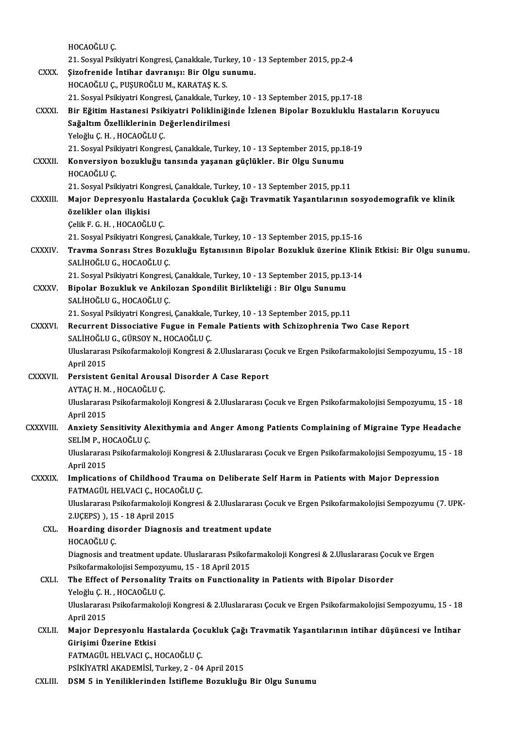HOCAOĞLU Ç.
21. Sosyal Psikiyatri Kongresi, Çanakkale, Turkey, 10 - 13 September 2015, pp.2-4

CXXX. **Şizofrenide İntihar davranışı: Bir Olgu sunumu.**
HOCAOĞLU Ç., PUŞUROĞLU M., KARATAŞ K. S.
21. Sosyal Psikiyatri Kongresi, Çanakkale, Turkey, 10 - 13 September 2015, pp.17-18

CXXXI. **Bir Eğitim Hastanesi Psikiyatri Polikliniğinde İzlenen Bipolar Bozukluklu Hastaların Koruyucu Sağaltım Özelliklerinin Değerlendirilmesi**
Yeloğlu Ç. H. , HOCAOĞLU Ç.
21. Sosyal Psikiyatri Kongresi, Çanakkale, Turkey, 10 - 13 September 2015, pp.18-19

CXXXII. **Konversiyon bozukluğu tansında yaşanan güçlükler. Bir Olgu Sunumu**
HOCAOĞLU Ç.
21. Sosyal Psikiyatri Kongresi, Çanakkale, Turkey, 10 - 13 September 2015, pp.11

CXXXIII. **Major Depresyonlu Hastalarda Çocukluk Çağı Travmatik Yaşantılarının sosyodemografik ve klinik özelikler olan ilişkisi**
Çelik F. G. H. , HOCAOĞLU Ç.
21. Sosyal Psikiyatri Kongresi, Çanakkale, Turkey, 10 - 13 September 2015, pp.15-16

CXXXIV. **Travma Sonrası Stres Bozukluğu Eştanısının Bipolar Bozukluk üzerine Klinik Etkisi: Bir Olgu sunumu.**
SALİHOĞLU G., HOCAOĞLU Ç.
21. Sosyal Psikiyatri Kongresi, Çanakkale, Turkey, 10 - 13 September 2015, pp.13-14

CXXXV. **Bipolar Bozukluk ve Ankilozan Spondilit Birlikteliği : Bir Olgu Sunumu**
SALİHOĞLU G., HOCAOĞLU Ç.
21. Sosyal Psikiyatri Kongresi, Çanakkale, Turkey, 10 - 13 September 2015, pp.11

CXXXVI. **Recurrent Dissociative Fugue in Female Patients with Schizophrenia Two Case Report**
SALİHOĞLU G., GÜRSOY N., HOCAOĞLU Ç.
Uluslararası Psikofarmakoloji Kongresi & 2.Uluslararası Çocuk ve Ergen Psikofarmakolojisi Sempozyumu, 15 - 18 April 2015

CXXXVII. **Persistent Genital Arousal Disorder A Case Report**
AYTAÇ H. M. , HOCAOĞLU Ç.
Uluslararası Psikofarmakoloji Kongresi & 2.Uluslararası Çocuk ve Ergen Psikofarmakolojisi Sempozyumu, 15 - 18 April 2015

CXXXVIII. **Anxiety Sensitivity Alexithymia and Anger Among Patients Complaining of Migraine Type Headache**
SELİM P., HOCAOĞLU Ç.
Uluslararası Psikofarmakoloji Kongresi & 2.Uluslararası Çocuk ve Ergen Psikofarmakolojisi Sempozyumu, 15 - 18 April 2015

CXXXIX. **Implications of Childhood Trauma on Deliberate Self Harm in Patients with Major Depression**
FATMAGÜL HELVACI Ç., HOCAOĞLU Ç.
Uluslararası Psikofarmakoloji Kongresi & 2.Uluslararası Çocuk ve Ergen Psikofarmakolojisi Sempozyumu (7. UPK-2.UÇEPS) ), 15 - 18 April 2015

CXL. **Hoarding disorder Diagnosis and treatment update**
HOCAOĞLU Ç.
Diagnosis and treatment update. Uluslararası Psikofarmakoloji Kongresi & 2.Uluslararası Çocuk ve Ergen Psikofarmakolojisi Sempozyumu, 15 - 18 April 2015

CXLI. **The Effect of Personality Traits on Functionality in Patients with Bipolar Disorder**
Yeloğlu Ç. H. , HOCAOĞLU Ç.
Uluslararası Psikofarmakoloji Kongresi & 2.Uluslararası Çocuk ve Ergen Psikofarmakolojisi Sempozyumu, 15 - 18 April 2015

CXLII. **Major Depresyonlu Hastalarda Çocukluk Çağı Travmatik Yaşantılarının intihar düşüncesi ve İntihar Girişimi Üzerine Etkisi**
FATMAGÜL HELVACI Ç., HOCAOĞLU Ç.
PSİKİYATRİ AKADEMİSİ, Turkey, 2 - 04 April 2015

CXLIII. **DSM 5 in Yeniliklerinden İstifleme Bozukluğu Bir Olgu Sunumu**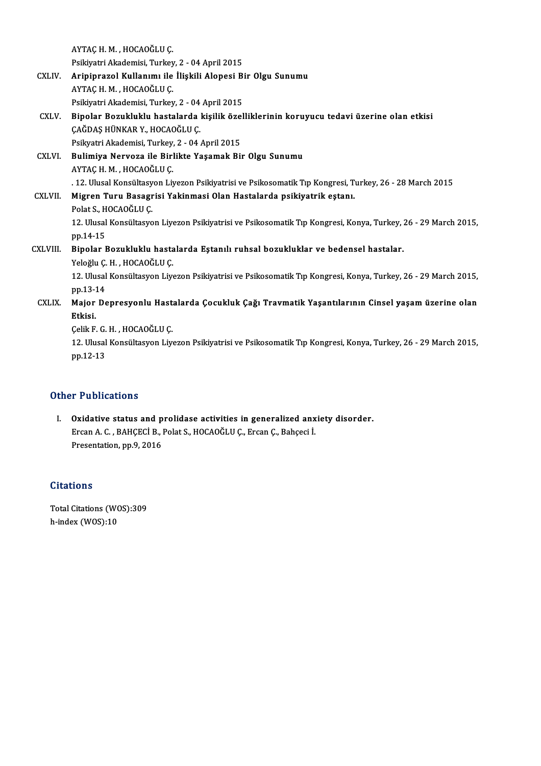AYTAÇ H. M. , HOCAOĞLU Ç.
Psikiyatri Akademisi, Turkey, 2 - 04 April 2015

CXLIV. **Aripiprazol Kullanımı ile İlişkili Alopesi Bir Olgu Sunumu**
AYTAÇ H. M. , HOCAOĞLU Ç.
Psikiyatri Akademisi, Turkey, 2 - 04 April 2015

CXLV. **Bipolar Bozukluklu hastalarda kişilik özelliklerinin koruyucu tedavi üzerine olan etkisi**
ÇAĞDAŞ HÜNKAR Y., HOCAOĞLU Ç.
Psikyatri Akademisi, Turkey, 2 - 04 April 2015

CXLVI. **Bulimiya Nervoza ile Birlikte Yaşamak Bir Olgu Sunumu**
AYTAÇ H. M. , HOCAOĞLU Ç.
. 12. Ulusal Konsültasyon Liyezon Psikiyatrisi ve Psikosomatik Tıp Kongresi, Turkey, 26 - 28 March 2015

CXLVII. **Migren Turu Basagrisi Yakinmasi Olan Hastalarda psikiyatrik eştanı.**
Polat S., HOCAOĞLU Ç.
12. Ulusal Konsültasyon Liyezon Psikiyatrisi ve Psikosomatik Tıp Kongresi, Konya, Turkey, 26 - 29 March 2015, pp.14-15

CXLVIII. **Bipolar Bozukluklu hastalarda Eştanılı ruhsal bozukluklar ve bedensel hastalar.**
Yeloğlu Ç. H. , HOCAOĞLU Ç.
12. Ulusal Konsültasyon Liyezon Psikiyatrisi ve Psikosomatik Tıp Kongresi, Konya, Turkey, 26 - 29 March 2015, pp.13-14

CXLIX. **Major Depresyonlu Hastalarda Çocukluk Çağı Travmatik Yaşantılarının Cinsel yaşam üzerine olan Etkisi.**
Çelik F. G. H. , HOCAOĞLU Ç.
12. Ulusal Konsültasyon Liyezon Psikiyatrisi ve Psikosomatik Tıp Kongresi, Konya, Turkey, 26 - 29 March 2015, pp.12-13

## Other Publications

I. **Oxidative status and prolidase activities in generalized anxiety disorder.**
Ercan A. C. , BAHÇECİ B., Polat S., HOCAOĞLU Ç., Ercan Ç., Bahçeci İ.
Presentation, pp.9, 2016

## Citations

Total Citations (WOS):309
h-index (WOS):10